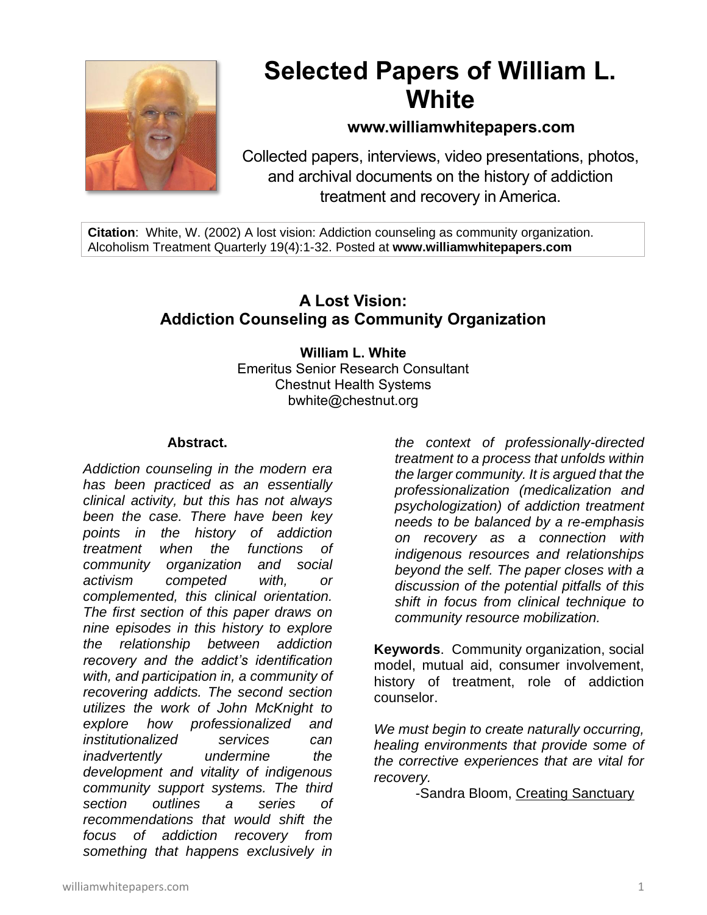# Selected Papers of William L. White

**www.williamwhitepapers.com**

Collected papers, interviews, video presentations, photos, and archival documents on the history of addiction treatment and recovery in America.

**Citation**: White, W. (2002) A lost vision: Addiction counseling as community organization. Alcoholism Treatment Quarterly 19(4):1-32. Posted at **www.williamwhitepapers.com**

## A Lost Vision: Addiction Counseling as Community Organization

**William L. White**
Emeritus Senior Research Consultant
Chestnut Health Systems
bwhite@chestnut.org

**Abstract.**

*Addiction counseling in the modern era has been practiced as an essentially clinical activity, but this has not always been the case. There have been key points in the history of addiction treatment when the functions of community organization and social activism competed with, or complemented, this clinical orientation. The first section of this paper draws on nine episodes in this history to explore the relationship between addiction recovery and the addict's identification with, and participation in, a community of recovering addicts. The second section utilizes the work of John McKnight to explore how professionalized and institutionalized services can inadvertently undermine the development and vitality of indigenous community support systems. The third section outlines a series of recommendations that would shift the focus of addiction recovery from something that happens exclusively in the context of professionally-directed treatment to a process that unfolds within the larger community. It is argued that the professionalization (medicalization and psychologization) of addiction treatment needs to be balanced by a re-emphasis on recovery as a connection with indigenous resources and relationships beyond the self. The paper closes with a discussion of the potential pitfalls of this shift in focus from clinical technique to community resource mobilization.*

**Keywords**. Community organization, social model, mutual aid, consumer involvement, history of treatment, role of addiction counselor.

*We must begin to create naturally occurring, healing environments that provide some of the corrective experiences that are vital for recovery.*

-Sandra Bloom, Creating Sanctuary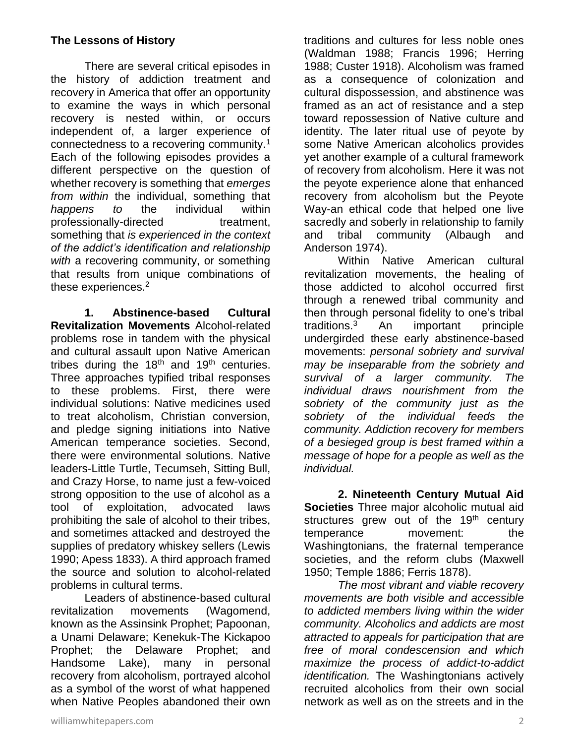**The Lessons of History**

There are several critical episodes in the history of addiction treatment and recovery in America that offer an opportunity to examine the ways in which personal recovery is nested within, or occurs independent of, a larger experience of connectedness to a recovering community.[1] Each of the following episodes provides a different perspective on the question of whether recovery is something that *emerges from within* the individual, something that *happens to* the individual within professionally-directed treatment, something that *is experienced in the context of the addict's identification and relationship with* a recovering community, or something that results from unique combinations of these experiences.[2]

**1. Abstinence-based Cultural Revitalization Movements** Alcohol-related problems rose in tandem with the physical and cultural assault upon Native American tribes during the 18th and 19th centuries. Three approaches typified tribal responses to these problems. First, there were individual solutions: Native medicines used to treat alcoholism, Christian conversion, and pledge signing initiations into Native American temperance societies. Second, there were environmental solutions. Native leaders-Little Turtle, Tecumseh, Sitting Bull, and Crazy Horse, to name just a few-voiced strong opposition to the use of alcohol as a tool of exploitation, advocated laws prohibiting the sale of alcohol to their tribes, and sometimes attacked and destroyed the supplies of predatory whiskey sellers (Lewis 1990; Apess 1833). A third approach framed the source and solution to alcohol-related problems in cultural terms.

Leaders of abstinence-based cultural revitalization movements (Wagomend, known as the Assinsink Prophet; Papoonan, a Unami Delaware; Kenekuk-The Kickapoo Prophet; the Delaware Prophet; and Handsome Lake), many in personal recovery from alcoholism, portrayed alcohol as a symbol of the worst of what happened when Native Peoples abandoned their own traditions and cultures for less noble ones (Waldman 1988; Francis 1996; Herring 1988; Custer 1918). Alcoholism was framed as a consequence of colonization and cultural dispossession, and abstinence was framed as an act of resistance and a step toward repossession of Native culture and identity. The later ritual use of peyote by some Native American alcoholics provides yet another example of a cultural framework of recovery from alcoholism. Here it was not the peyote experience alone that enhanced recovery from alcoholism but the Peyote Way-an ethical code that helped one live sacredly and soberly in relationship to family and tribal community (Albaugh and Anderson 1974).

Within Native American cultural revitalization movements, the healing of those addicted to alcohol occurred first through a renewed tribal community and then through personal fidelity to one's tribal traditions.[3] An important principle undergirded these early abstinence-based movements: *personal sobriety and survival may be inseparable from the sobriety and survival of a larger community. The individual draws nourishment from the sobriety of the community just as the sobriety of the individual feeds the community. Addiction recovery for members of a besieged group is best framed within a message of hope for a people as well as the individual.*

**2. Nineteenth Century Mutual Aid Societies** Three major alcoholic mutual aid structures grew out of the 19th century temperance movement: the Washingtonians, the fraternal temperance societies, and the reform clubs (Maxwell 1950; Temple 1886; Ferris 1878).

*The most vibrant and viable recovery movements are both visible and accessible to addicted members living within the wider community. Alcoholics and addicts are most attracted to appeals for participation that are free of moral condescension and which maximize the process of addict-to-addict identification.* The Washingtonians actively recruited alcoholics from their own social network as well as on the streets and in the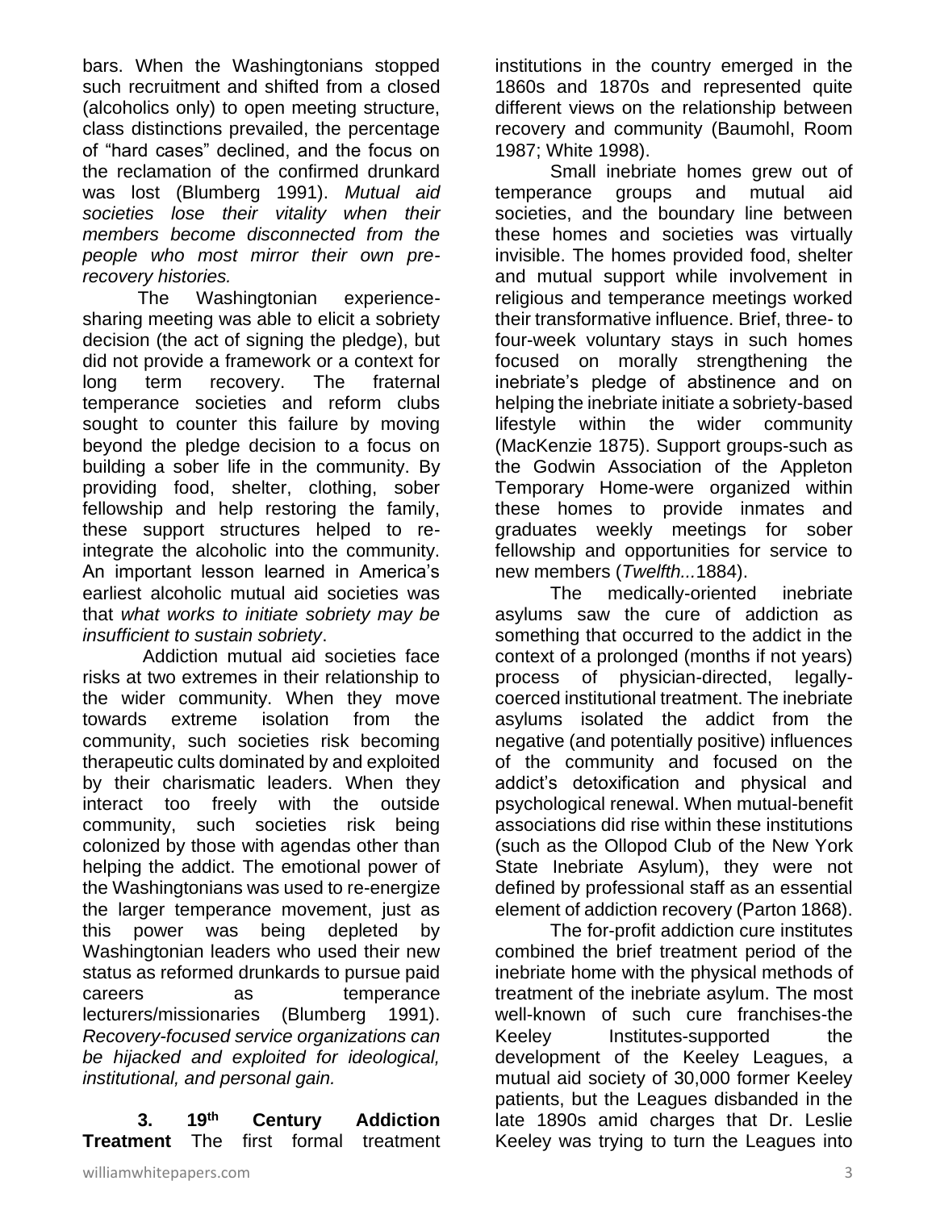bars. When the Washingtonians stopped such recruitment and shifted from a closed (alcoholics only) to open meeting structure, class distinctions prevailed, the percentage of "hard cases" declined, and the focus on the reclamation of the confirmed drunkard was lost (Blumberg 1991). *Mutual aid societies lose their vitality when their members become disconnected from the people who most mirror their own pre-recovery histories.*

The Washingtonian experience-sharing meeting was able to elicit a sobriety decision (the act of signing the pledge), but did not provide a framework or a context for long term recovery. The fraternal temperance societies and reform clubs sought to counter this failure by moving beyond the pledge decision to a focus on building a sober life in the community. By providing food, shelter, clothing, sober fellowship and help restoring the family, these support structures helped to re-integrate the alcoholic into the community. An important lesson learned in America's earliest alcoholic mutual aid societies was that *what works to initiate sobriety may be insufficient to sustain sobriety*.

Addiction mutual aid societies face risks at two extremes in their relationship to the wider community. When they move towards extreme isolation from the community, such societies risk becoming therapeutic cults dominated by and exploited by their charismatic leaders. When they interact too freely with the outside community, such societies risk being colonized by those with agendas other than helping the addict. The emotional power of the Washingtonians was used to re-energize the larger temperance movement, just as this power was being depleted by Washingtonian leaders who used their new status as reformed drunkards to pursue paid careers as temperance lecturers/missionaries (Blumberg 1991). *Recovery-focused service organizations can be hijacked and exploited for ideological, institutional, and personal gain.*

**3. 19th Century Addiction Treatment** The first formal treatment institutions in the country emerged in the 1860s and 1870s and represented quite different views on the relationship between recovery and community (Baumohl, Room 1987; White 1998).

Small inebriate homes grew out of temperance groups and mutual aid societies, and the boundary line between these homes and societies was virtually invisible. The homes provided food, shelter and mutual support while involvement in religious and temperance meetings worked their transformative influence. Brief, three- to four-week voluntary stays in such homes focused on morally strengthening the inebriate's pledge of abstinence and on helping the inebriate initiate a sobriety-based lifestyle within the wider community (MacKenzie 1875). Support groups-such as the Godwin Association of the Appleton Temporary Home-were organized within these homes to provide inmates and graduates weekly meetings for sober fellowship and opportunities for service to new members (*Twelfth...*1884).

The medically-oriented inebriate asylums saw the cure of addiction as something that occurred to the addict in the context of a prolonged (months if not years) process of physician-directed, legally-coerced institutional treatment. The inebriate asylums isolated the addict from the negative (and potentially positive) influences of the community and focused on the addict's detoxification and physical and psychological renewal. When mutual-benefit associations did rise within these institutions (such as the Ollopod Club of the New York State Inebriate Asylum), they were not defined by professional staff as an essential element of addiction recovery (Parton 1868).

The for-profit addiction cure institutes combined the brief treatment period of the inebriate home with the physical methods of treatment of the inebriate asylum. The most well-known of such cure franchises-the Keeley Institutes-supported the development of the Keeley Leagues, a mutual aid society of 30,000 former Keeley patients, but the Leagues disbanded in the late 1890s amid charges that Dr. Leslie Keeley was trying to turn the Leagues into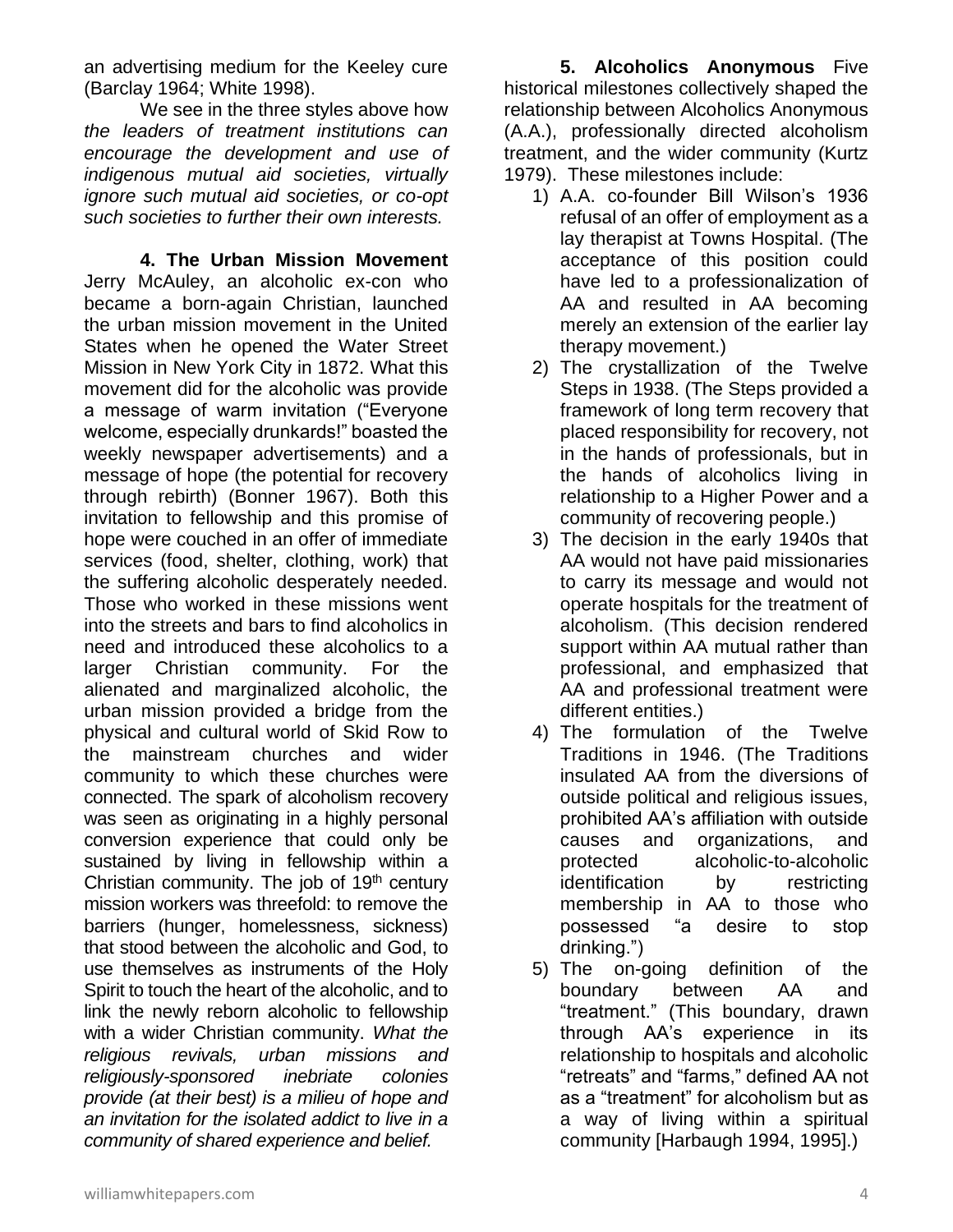an advertising medium for the Keeley cure (Barclay 1964; White 1998).

We see in the three styles above how *the leaders of treatment institutions can encourage the development and use of indigenous mutual aid societies, virtually ignore such mutual aid societies, or co-opt such societies to further their own interests.*

**4. The Urban Mission Movement** Jerry McAuley, an alcoholic ex-con who became a born-again Christian, launched the urban mission movement in the United States when he opened the Water Street Mission in New York City in 1872. What this movement did for the alcoholic was provide a message of warm invitation ("Everyone welcome, especially drunkards!" boasted the weekly newspaper advertisements) and a message of hope (the potential for recovery through rebirth) (Bonner 1967). Both this invitation to fellowship and this promise of hope were couched in an offer of immediate services (food, shelter, clothing, work) that the suffering alcoholic desperately needed. Those who worked in these missions went into the streets and bars to find alcoholics in need and introduced these alcoholics to a larger Christian community. For the alienated and marginalized alcoholic, the urban mission provided a bridge from the physical and cultural world of Skid Row to the mainstream churches and wider community to which these churches were connected. The spark of alcoholism recovery was seen as originating in a highly personal conversion experience that could only be sustained by living in fellowship within a Christian community. The job of 19th century mission workers was threefold: to remove the barriers (hunger, homelessness, sickness) that stood between the alcoholic and God, to use themselves as instruments of the Holy Spirit to touch the heart of the alcoholic, and to link the newly reborn alcoholic to fellowship with a wider Christian community. *What the religious revivals, urban missions and religiously-sponsored inebriate colonies provide (at their best) is a milieu of hope and an invitation for the isolated addict to live in a community of shared experience and belief.*

**5. Alcoholics Anonymous** Five historical milestones collectively shaped the relationship between Alcoholics Anonymous (A.A.), professionally directed alcoholism treatment, and the wider community (Kurtz 1979). These milestones include:

1) A.A. co-founder Bill Wilson's 1936 refusal of an offer of employment as a lay therapist at Towns Hospital. (The acceptance of this position could have led to a professionalization of AA and resulted in AA becoming merely an extension of the earlier lay therapy movement.)
2) The crystallization of the Twelve Steps in 1938. (The Steps provided a framework of long term recovery that placed responsibility for recovery, not in the hands of professionals, but in the hands of alcoholics living in relationship to a Higher Power and a community of recovering people.)
3) The decision in the early 1940s that AA would not have paid missionaries to carry its message and would not operate hospitals for the treatment of alcoholism. (This decision rendered support within AA mutual rather than professional, and emphasized that AA and professional treatment were different entities.)
4) The formulation of the Twelve Traditions in 1946. (The Traditions insulated AA from the diversions of outside political and religious issues, prohibited AA's affiliation with outside causes and organizations, and protected alcoholic-to-alcoholic identification by restricting membership in AA to those who possessed "a desire to stop drinking.")
5) The on-going definition of the boundary between AA and "treatment." (This boundary, drawn through AA's experience in its relationship to hospitals and alcoholic "retreats" and "farms," defined AA not as a "treatment" for alcoholism but as a way of living within a spiritual community [Harbaugh 1994, 1995].)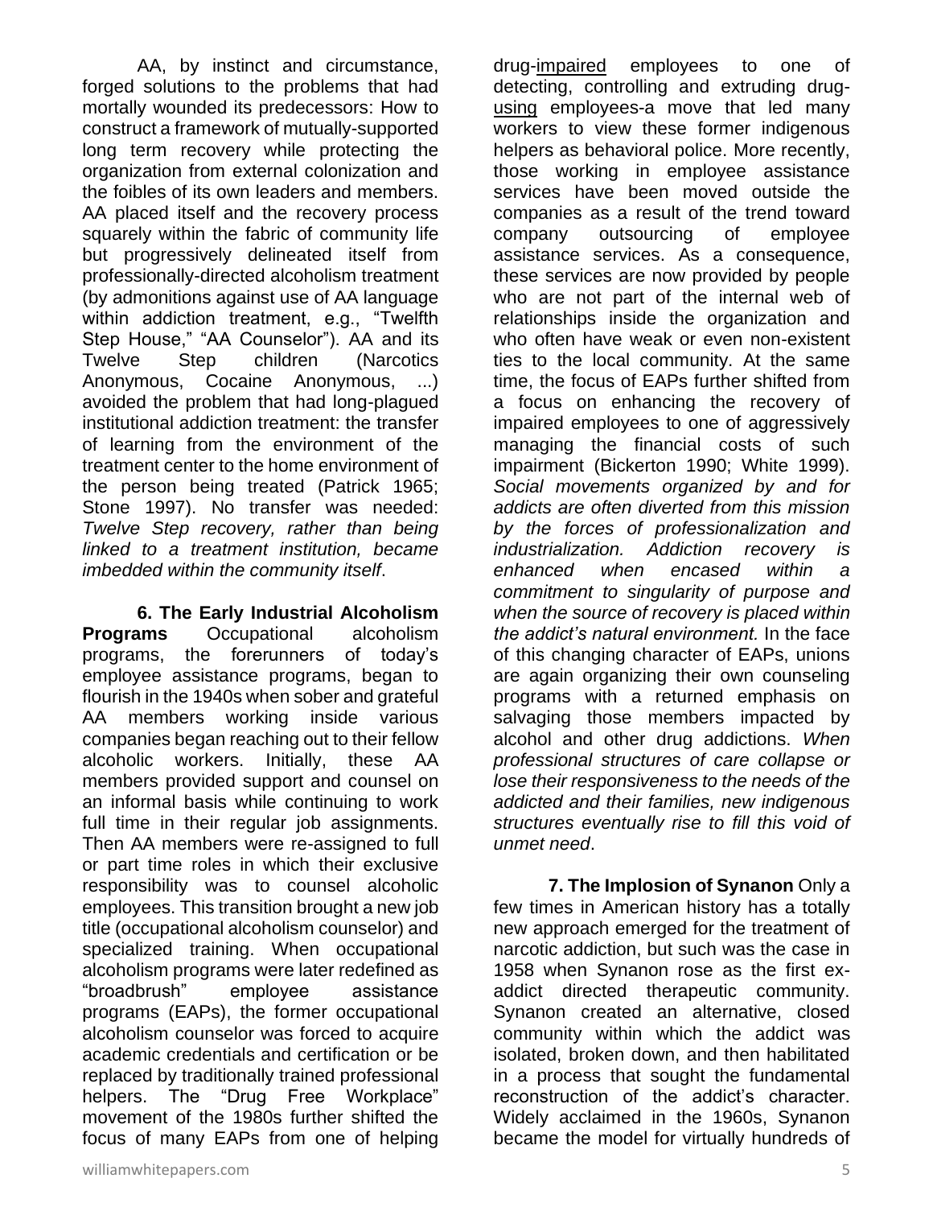AA, by instinct and circumstance, forged solutions to the problems that had mortally wounded its predecessors: How to construct a framework of mutually-supported long term recovery while protecting the organization from external colonization and the foibles of its own leaders and members. AA placed itself and the recovery process squarely within the fabric of community life but progressively delineated itself from professionally-directed alcoholism treatment (by admonitions against use of AA language within addiction treatment, e.g., "Twelfth Step House," "AA Counselor"). AA and its Twelve Step children (Narcotics Anonymous, Cocaine Anonymous, ...) avoided the problem that had long-plagued institutional addiction treatment: the transfer of learning from the environment of the treatment center to the home environment of the person being treated (Patrick 1965; Stone 1997). No transfer was needed: *Twelve Step recovery, rather than being linked to a treatment institution, became imbedded within the community itself*.

**6. The Early Industrial Alcoholism Programs** Occupational alcoholism programs, the forerunners of today's employee assistance programs, began to flourish in the 1940s when sober and grateful AA members working inside various companies began reaching out to their fellow alcoholic workers. Initially, these AA members provided support and counsel on an informal basis while continuing to work full time in their regular job assignments. Then AA members were re-assigned to full or part time roles in which their exclusive responsibility was to counsel alcoholic employees. This transition brought a new job title (occupational alcoholism counselor) and specialized training. When occupational alcoholism programs were later redefined as "broadbrush" employee assistance programs (EAPs), the former occupational alcoholism counselor was forced to acquire academic credentials and certification or be replaced by traditionally trained professional helpers. The "Drug Free Workplace" movement of the 1980s further shifted the focus of many EAPs from one of helping drug-impaired employees to one of detecting, controlling and extruding drug-using employees-a move that led many workers to view these former indigenous helpers as behavioral police. More recently, those working in employee assistance services have been moved outside the companies as a result of the trend toward company outsourcing of employee assistance services. As a consequence, these services are now provided by people who are not part of the internal web of relationships inside the organization and who often have weak or even non-existent ties to the local community. At the same time, the focus of EAPs further shifted from a focus on enhancing the recovery of impaired employees to one of aggressively managing the financial costs of such impairment (Bickerton 1990; White 1999). *Social movements organized by and for addicts are often diverted from this mission by the forces of professionalization and industrialization. Addiction recovery is enhanced when encased within a commitment to singularity of purpose and when the source of recovery is placed within the addict's natural environment.* In the face of this changing character of EAPs, unions are again organizing their own counseling programs with a returned emphasis on salvaging those members impacted by alcohol and other drug addictions. *When professional structures of care collapse or lose their responsiveness to the needs of the addicted and their families, new indigenous structures eventually rise to fill this void of unmet need*.

**7. The Implosion of Synanon** Only a few times in American history has a totally new approach emerged for the treatment of narcotic addiction, but such was the case in 1958 when Synanon rose as the first ex-addict directed therapeutic community. Synanon created an alternative, closed community within which the addict was isolated, broken down, and then habilitated in a process that sought the fundamental reconstruction of the addict's character. Widely acclaimed in the 1960s, Synanon became the model for virtually hundreds of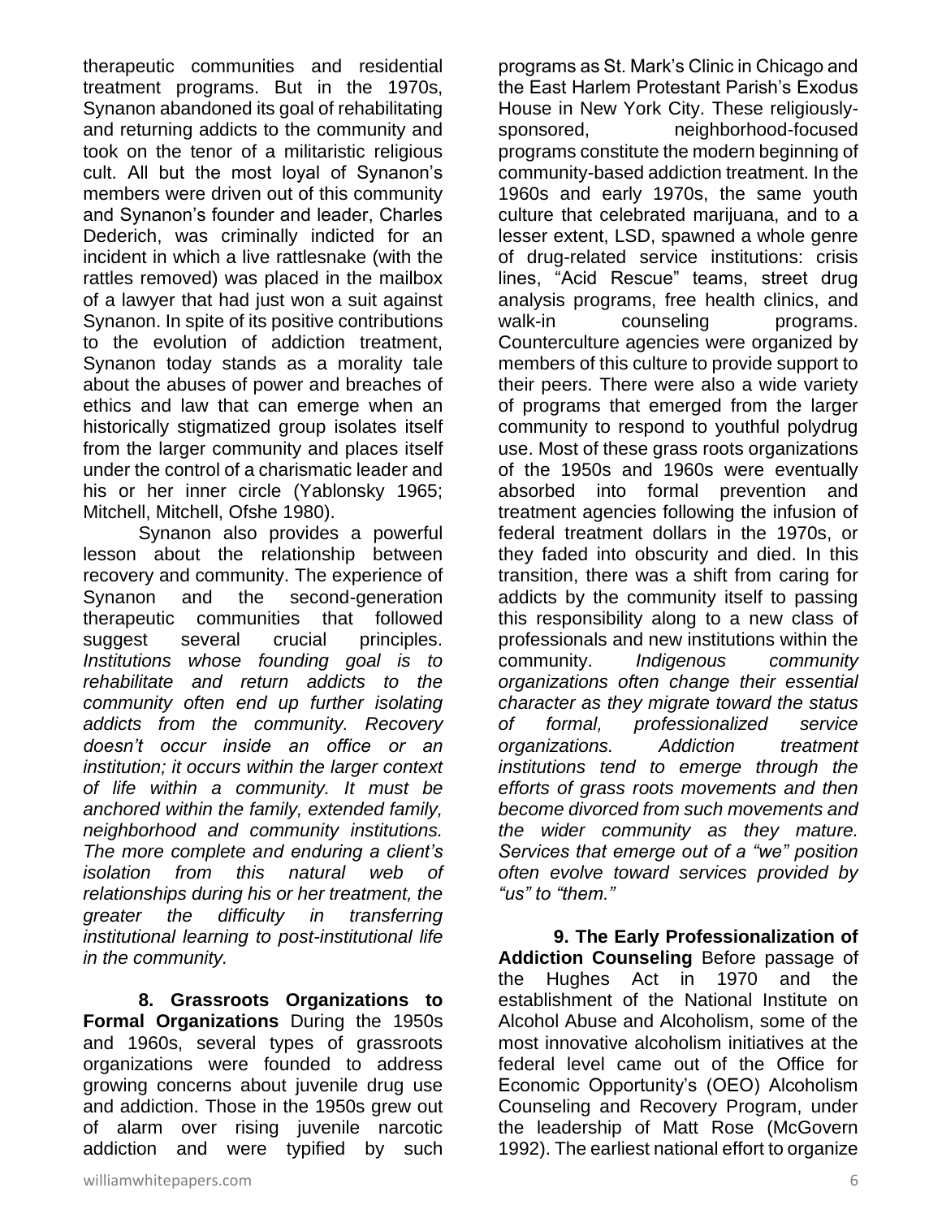therapeutic communities and residential treatment programs. But in the 1970s, Synanon abandoned its goal of rehabilitating and returning addicts to the community and took on the tenor of a militaristic religious cult. All but the most loyal of Synanon's members were driven out of this community and Synanon's founder and leader, Charles Dederich, was criminally indicted for an incident in which a live rattlesnake (with the rattles removed) was placed in the mailbox of a lawyer that had just won a suit against Synanon. In spite of its positive contributions to the evolution of addiction treatment, Synanon today stands as a morality tale about the abuses of power and breaches of ethics and law that can emerge when an historically stigmatized group isolates itself from the larger community and places itself under the control of a charismatic leader and his or her inner circle (Yablonsky 1965; Mitchell, Mitchell, Ofshe 1980).

Synanon also provides a powerful lesson about the relationship between recovery and community. The experience of Synanon and the second-generation therapeutic communities that followed suggest several crucial principles. *Institutions whose founding goal is to rehabilitate and return addicts to the community often end up further isolating addicts from the community. Recovery doesn't occur inside an office or an institution; it occurs within the larger context of life within a community. It must be anchored within the family, extended family, neighborhood and community institutions. The more complete and enduring a client's isolation from this natural web of relationships during his or her treatment, the greater the difficulty in transferring institutional learning to post-institutional life in the community.*

**8. Grassroots Organizations to Formal Organizations** During the 1950s and 1960s, several types of grassroots organizations were founded to address growing concerns about juvenile drug use and addiction. Those in the 1950s grew out of alarm over rising juvenile narcotic addiction and were typified by such programs as St. Mark's Clinic in Chicago and the East Harlem Protestant Parish's Exodus House in New York City. These religiously-sponsored, neighborhood-focused programs constitute the modern beginning of community-based addiction treatment. In the 1960s and early 1970s, the same youth culture that celebrated marijuana, and to a lesser extent, LSD, spawned a whole genre of drug-related service institutions: crisis lines, "Acid Rescue" teams, street drug analysis programs, free health clinics, and walk-in counseling programs. Counterculture agencies were organized by members of this culture to provide support to their peers. There were also a wide variety of programs that emerged from the larger community to respond to youthful polydrug use. Most of these grass roots organizations of the 1950s and 1960s were eventually absorbed into formal prevention and treatment agencies following the infusion of federal treatment dollars in the 1970s, or they faded into obscurity and died. In this transition, there was a shift from caring for addicts by the community itself to passing this responsibility along to a new class of professionals and new institutions within the community. *Indigenous community organizations often change their essential character as they migrate toward the status of formal, professionalized service organizations. Addiction treatment institutions tend to emerge through the efforts of grass roots movements and then become divorced from such movements and the wider community as they mature. Services that emerge out of a "we" position often evolve toward services provided by "us" to "them."*

**9. The Early Professionalization of Addiction Counseling** Before passage of the Hughes Act in 1970 and the establishment of the National Institute on Alcohol Abuse and Alcoholism, some of the most innovative alcoholism initiatives at the federal level came out of the Office for Economic Opportunity's (OEO) Alcoholism Counseling and Recovery Program, under the leadership of Matt Rose (McGovern 1992). The earliest national effort to organize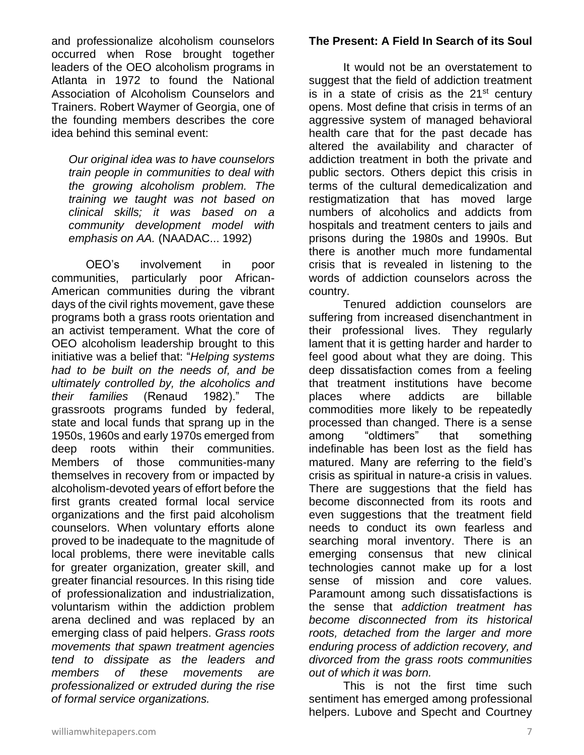and professionalize alcoholism counselors occurred when Rose brought together leaders of the OEO alcoholism programs in Atlanta in 1972 to found the National Association of Alcoholism Counselors and Trainers. Robert Waymer of Georgia, one of the founding members describes the core idea behind this seminal event:

> *Our original idea was to have counselors train people in communities to deal with the growing alcoholism problem. The training we taught was not based on clinical skills; it was based on a community development model with emphasis on AA.* (NAADAC... 1992)

OEO's involvement in poor communities, particularly poor African-American communities during the vibrant days of the civil rights movement, gave these programs both a grass roots orientation and an activist temperament. What the core of OEO alcoholism leadership brought to this initiative was a belief that: "*Helping systems had to be built on the needs of, and be ultimately controlled by, the alcoholics and their families* (Renaud 1982)." The grassroots programs funded by federal, state and local funds that sprang up in the 1950s, 1960s and early 1970s emerged from deep roots within their communities. Members of those communities-many themselves in recovery from or impacted by alcoholism-devoted years of effort before the first grants created formal local service organizations and the first paid alcoholism counselors. When voluntary efforts alone proved to be inadequate to the magnitude of local problems, there were inevitable calls for greater organization, greater skill, and greater financial resources. In this rising tide of professionalization and industrialization, voluntarism within the addiction problem arena declined and was replaced by an emerging class of paid helpers. *Grass roots movements that spawn treatment agencies tend to dissipate as the leaders and members of these movements are professionalized or extruded during the rise of formal service organizations.*

**The Present: A Field In Search of its Soul**

It would not be an overstatement to suggest that the field of addiction treatment is in a state of crisis as the 21st century opens. Most define that crisis in terms of an aggressive system of managed behavioral health care that for the past decade has altered the availability and character of addiction treatment in both the private and public sectors. Others depict this crisis in terms of the cultural demedicalization and restigmatization that has moved large numbers of alcoholics and addicts from hospitals and treatment centers to jails and prisons during the 1980s and 1990s. But there is another much more fundamental crisis that is revealed in listening to the words of addiction counselors across the country.

Tenured addiction counselors are suffering from increased disenchantment in their professional lives. They regularly lament that it is getting harder and harder to feel good about what they are doing. This deep dissatisfaction comes from a feeling that treatment institutions have become places where addicts are billable commodities more likely to be repeatedly processed than changed. There is a sense among "oldtimers" that something indefinable has been lost as the field has matured. Many are referring to the field's crisis as spiritual in nature-a crisis in values. There are suggestions that the field has become disconnected from its roots and even suggestions that the treatment field needs to conduct its own fearless and searching moral inventory. There is an emerging consensus that new clinical technologies cannot make up for a lost sense of mission and core values. Paramount among such dissatisfactions is the sense that *addiction treatment has become disconnected from its historical roots, detached from the larger and more enduring process of addiction recovery, and divorced from the grass roots communities out of which it was born.*

This is not the first time such sentiment has emerged among professional helpers. Lubove and Specht and Courtney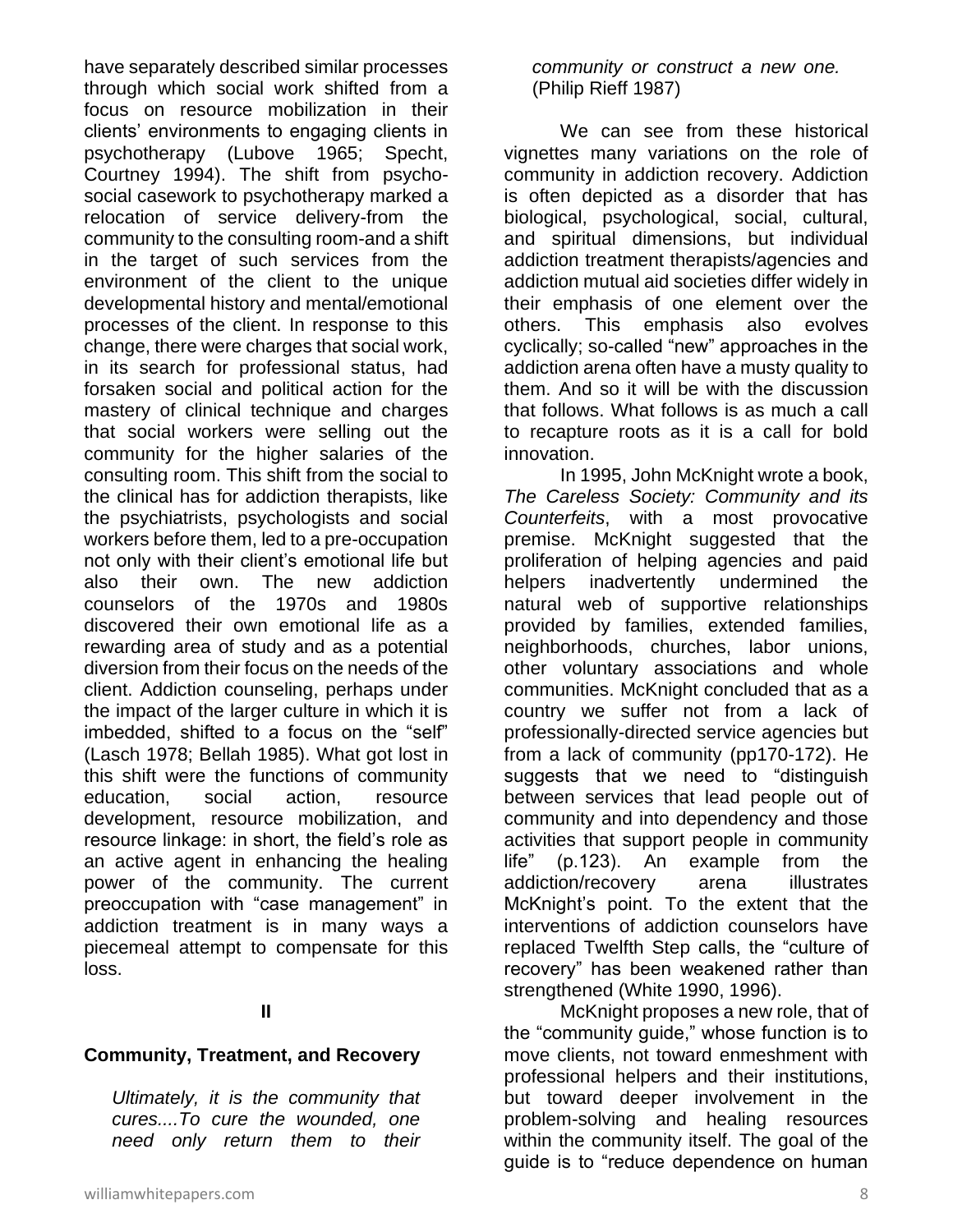have separately described similar processes through which social work shifted from a focus on resource mobilization in their clients' environments to engaging clients in psychotherapy (Lubove 1965; Specht, Courtney 1994). The shift from psycho-social casework to psychotherapy marked a relocation of service delivery-from the community to the consulting room-and a shift in the target of such services from the environment of the client to the unique developmental history and mental/emotional processes of the client. In response to this change, there were charges that social work, in its search for professional status, had forsaken social and political action for the mastery of clinical technique and charges that social workers were selling out the community for the higher salaries of the consulting room. This shift from the social to the clinical has for addiction therapists, like the psychiatrists, psychologists and social workers before them, led to a pre-occupation not only with their client's emotional life but also their own. The new addiction counselors of the 1970s and 1980s discovered their own emotional life as a rewarding area of study and as a potential diversion from their focus on the needs of the client. Addiction counseling, perhaps under the impact of the larger culture in which it is imbedded, shifted to a focus on the "self" (Lasch 1978; Bellah 1985). What got lost in this shift were the functions of community education, social action, resource development, resource mobilization, and resource linkage: in short, the field's role as an active agent in enhancing the healing power of the community. The current preoccupation with "case management" in addiction treatment is in many ways a piecemeal attempt to compensate for this loss.

## II

## Community, Treatment, and Recovery

> *Ultimately, it is the community that cures....To cure the wounded, one need only return them to their community or construct a new one.* (Philip Rieff 1987)

We can see from these historical vignettes many variations on the role of community in addiction recovery. Addiction is often depicted as a disorder that has biological, psychological, social, cultural, and spiritual dimensions, but individual addiction treatment therapists/agencies and addiction mutual aid societies differ widely in their emphasis of one element over the others. This emphasis also evolves cyclically; so-called "new" approaches in the addiction arena often have a musty quality to them. And so it will be with the discussion that follows. What follows is as much a call to recapture roots as it is a call for bold innovation.

In 1995, John McKnight wrote a book, *The Careless Society: Community and its Counterfeits*, with a most provocative premise. McKnight suggested that the proliferation of helping agencies and paid helpers inadvertently undermined the natural web of supportive relationships provided by families, extended families, neighborhoods, churches, labor unions, other voluntary associations and whole communities. McKnight concluded that as a country we suffer not from a lack of professionally-directed service agencies but from a lack of community (pp170-172). He suggests that we need to "distinguish between services that lead people out of community and into dependency and those activities that support people in community life" (p.123). An example from the addiction/recovery arena illustrates McKnight's point. To the extent that the interventions of addiction counselors have replaced Twelfth Step calls, the "culture of recovery" has been weakened rather than strengthened (White 1990, 1996).

McKnight proposes a new role, that of the "community guide," whose function is to move clients, not toward enmeshment with professional helpers and their institutions, but toward deeper involvement in the problem-solving and healing resources within the community itself. The goal of the guide is to "reduce dependence on human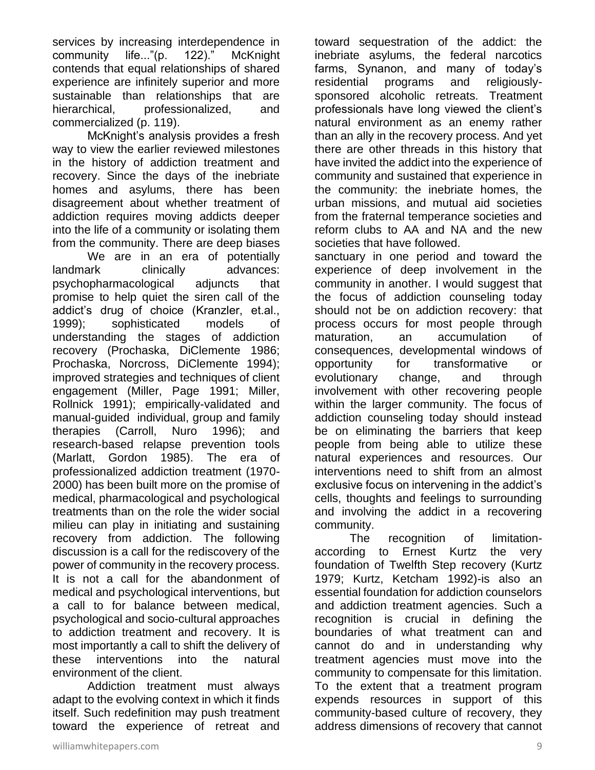services by increasing interdependence in community life..."(p. 122)." McKnight contends that equal relationships of shared experience are infinitely superior and more sustainable than relationships that are hierarchical, professionalized, and commercialized (p. 119).

McKnight's analysis provides a fresh way to view the earlier reviewed milestones in the history of addiction treatment and recovery. Since the days of the inebriate homes and asylums, there has been disagreement about whether treatment of addiction requires moving addicts deeper into the life of a community or isolating them from the community. There are deep biases

We are in an era of potentially landmark clinically advances: psychopharmacological adjuncts that promise to help quiet the siren call of the addict's drug of choice (Kranzler, et.al., 1999); sophisticated models of understanding the stages of addiction recovery (Prochaska, DiClemente 1986; Prochaska, Norcross, DiClemente 1994); improved strategies and techniques of client engagement (Miller, Page 1991; Miller, Rollnick 1991); empirically-validated and manual-guided individual, group and family therapies (Carroll, Nuro 1996); and research-based relapse prevention tools (Marlatt, Gordon 1985). The era of professionalized addiction treatment (1970-2000) has been built more on the promise of medical, pharmacological and psychological treatments than on the role the wider social milieu can play in initiating and sustaining recovery from addiction. The following discussion is a call for the rediscovery of the power of community in the recovery process. It is not a call for the abandonment of medical and psychological interventions, but a call to for balance between medical, psychological and socio-cultural approaches to addiction treatment and recovery. It is most importantly a call to shift the delivery of these interventions into the natural environment of the client.

Addiction treatment must always adapt to the evolving context in which it finds itself. Such redefinition may push treatment toward the experience of retreat and toward sequestration of the addict: the inebriate asylums, the federal narcotics farms, Synanon, and many of today's residential programs and religiously-sponsored alcoholic retreats. Treatment professionals have long viewed the client's natural environment as an enemy rather than an ally in the recovery process. And yet there are other threads in this history that have invited the addict into the experience of community and sustained that experience in the community: the inebriate homes, the urban missions, and mutual aid societies from the fraternal temperance societies and reform clubs to AA and NA and the new societies that have followed.

sanctuary in one period and toward the experience of deep involvement in the community in another. I would suggest that the focus of addiction counseling today should not be on addiction recovery: that process occurs for most people through maturation, an accumulation of consequences, developmental windows of opportunity for transformative or evolutionary change, and through involvement with other recovering people within the larger community. The focus of addiction counseling today should instead be on eliminating the barriers that keep people from being able to utilize these natural experiences and resources. Our interventions need to shift from an almost exclusive focus on intervening in the addict's cells, thoughts and feelings to surrounding and involving the addict in a recovering community.

The recognition of limitation-according to Ernest Kurtz the very foundation of Twelfth Step recovery (Kurtz 1979; Kurtz, Ketcham 1992)-is also an essential foundation for addiction counselors and addiction treatment agencies. Such a recognition is crucial in defining the boundaries of what treatment can and cannot do and in understanding why treatment agencies must move into the community to compensate for this limitation. To the extent that a treatment program expends resources in support of this community-based culture of recovery, they address dimensions of recovery that cannot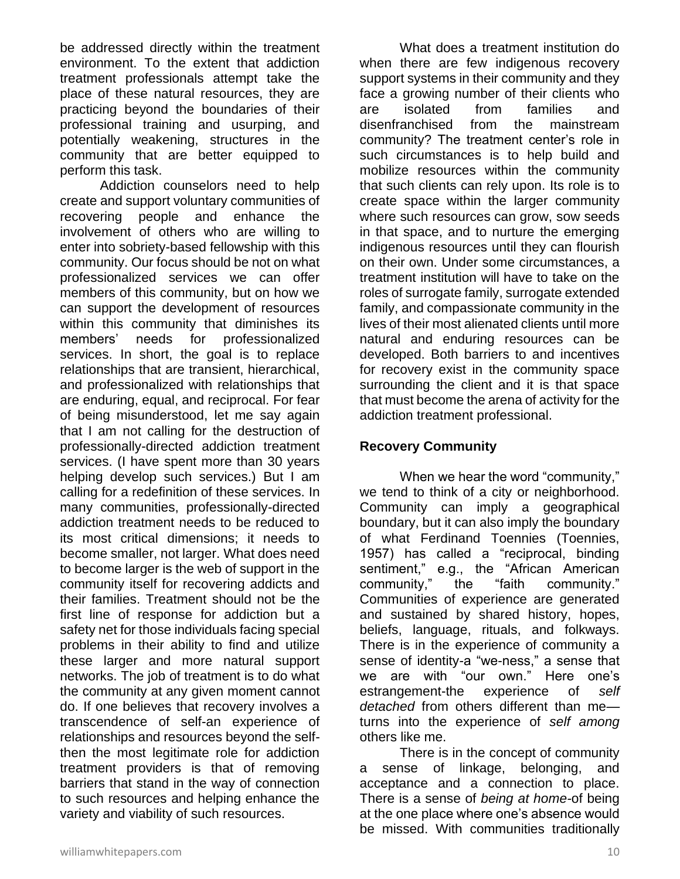be addressed directly within the treatment environment. To the extent that addiction treatment professionals attempt take the place of these natural resources, they are practicing beyond the boundaries of their professional training and usurping, and potentially weakening, structures in the community that are better equipped to perform this task.

Addiction counselors need to help create and support voluntary communities of recovering people and enhance the involvement of others who are willing to enter into sobriety-based fellowship with this community. Our focus should be not on what professionalized services we can offer members of this community, but on how we can support the development of resources within this community that diminishes its members' needs for professionalized services. In short, the goal is to replace relationships that are transient, hierarchical, and professionalized with relationships that are enduring, equal, and reciprocal. For fear of being misunderstood, let me say again that I am not calling for the destruction of professionally-directed addiction treatment services. (I have spent more than 30 years helping develop such services.) But I am calling for a redefinition of these services. In many communities, professionally-directed addiction treatment needs to be reduced to its most critical dimensions; it needs to become smaller, not larger. What does need to become larger is the web of support in the community itself for recovering addicts and their families. Treatment should not be the first line of response for addiction but a safety net for those individuals facing special problems in their ability to find and utilize these larger and more natural support networks. The job of treatment is to do what the community at any given moment cannot do. If one believes that recovery involves a transcendence of self-an experience of relationships and resources beyond the self-then the most legitimate role for addiction treatment providers is that of removing barriers that stand in the way of connection to such resources and helping enhance the variety and viability of such resources.

What does a treatment institution do when there are few indigenous recovery support systems in their community and they face a growing number of their clients who are isolated from families and disenfranchised from the mainstream community? The treatment center's role in such circumstances is to help build and mobilize resources within the community that such clients can rely upon. Its role is to create space within the larger community where such resources can grow, sow seeds in that space, and to nurture the emerging indigenous resources until they can flourish on their own. Under some circumstances, a treatment institution will have to take on the roles of surrogate family, surrogate extended family, and compassionate community in the lives of their most alienated clients until more natural and enduring resources can be developed. Both barriers to and incentives for recovery exist in the community space surrounding the client and it is that space that must become the arena of activity for the addiction treatment professional.

**Recovery Community**

When we hear the word "community," we tend to think of a city or neighborhood. Community can imply a geographical boundary, but it can also imply the boundary of what Ferdinand Toennies (Toennies, 1957) has called a "reciprocal, binding sentiment," e.g., the "African American community," the "faith community." Communities of experience are generated and sustained by shared history, hopes, beliefs, language, rituals, and folkways. There is in the experience of community a sense of identity-a "we-ness," a sense that we are with "our own." Here one's estrangement-the experience of *self detached* from others different than me—turns into the experience of *self among* others like me.

There is in the concept of community a sense of linkage, belonging, and acceptance and a connection to place. There is a sense of *being at home*-of being at the one place where one's absence would be missed. With communities traditionally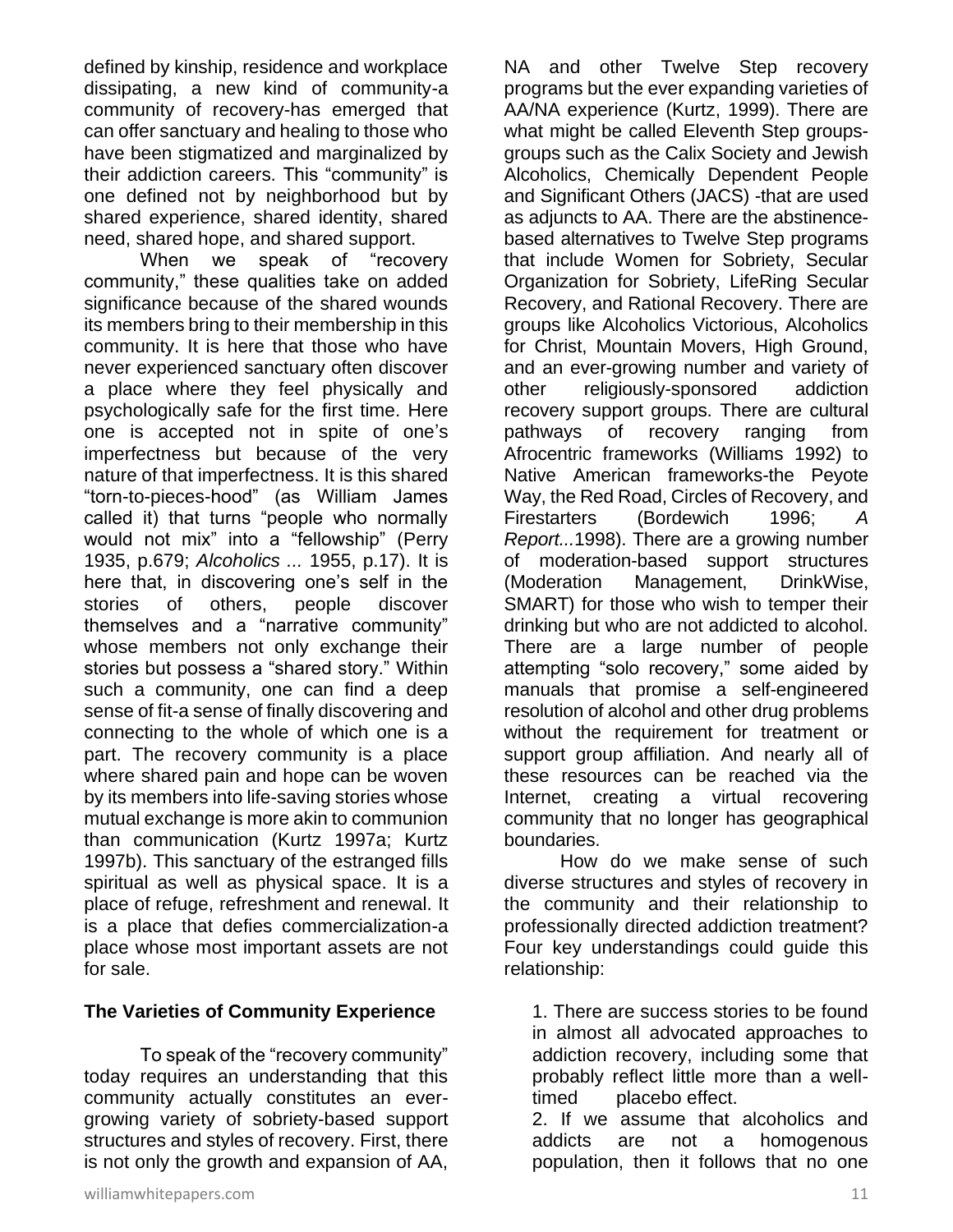defined by kinship, residence and workplace dissipating, a new kind of community-a community of recovery-has emerged that can offer sanctuary and healing to those who have been stigmatized and marginalized by their addiction careers. This "community" is one defined not by neighborhood but by shared experience, shared identity, shared need, shared hope, and shared support.

When we speak of "recovery community," these qualities take on added significance because of the shared wounds its members bring to their membership in this community. It is here that those who have never experienced sanctuary often discover a place where they feel physically and psychologically safe for the first time. Here one is accepted not in spite of one's imperfectness but because of the very nature of that imperfectness. It is this shared "torn-to-pieces-hood" (as William James called it) that turns "people who normally would not mix" into a "fellowship" (Perry 1935, p.679; *Alcoholics ...* 1955, p.17). It is here that, in discovering one's self in the stories of others, people discover themselves and a "narrative community" whose members not only exchange their stories but possess a "shared story." Within such a community, one can find a deep sense of fit-a sense of finally discovering and connecting to the whole of which one is a part. The recovery community is a place where shared pain and hope can be woven by its members into life-saving stories whose mutual exchange is more akin to communion than communication (Kurtz 1997a; Kurtz 1997b). This sanctuary of the estranged fills spiritual as well as physical space. It is a place of refuge, refreshment and renewal. It is a place that defies commercialization-a place whose most important assets are not for sale.

## The Varieties of Community Experience

To speak of the "recovery community" today requires an understanding that this community actually constitutes an ever-growing variety of sobriety-based support structures and styles of recovery. First, there is not only the growth and expansion of AA, NA and other Twelve Step recovery programs but the ever expanding varieties of AA/NA experience (Kurtz, 1999). There are what might be called Eleventh Step groups-groups such as the Calix Society and Jewish Alcoholics, Chemically Dependent People and Significant Others (JACS) -that are used as adjuncts to AA. There are the abstinence-based alternatives to Twelve Step programs that include Women for Sobriety, Secular Organization for Sobriety, LifeRing Secular Recovery, and Rational Recovery. There are groups like Alcoholics Victorious, Alcoholics for Christ, Mountain Movers, High Ground, and an ever-growing number and variety of other religiously-sponsored addiction recovery support groups. There are cultural pathways of recovery ranging from Afrocentric frameworks (Williams 1992) to Native American frameworks-the Peyote Way, the Red Road, Circles of Recovery, and Firestarters (Bordewich 1996; *A Report...*1998). There are a growing number of moderation-based support structures (Moderation Management, DrinkWise, SMART) for those who wish to temper their drinking but who are not addicted to alcohol. There are a large number of people attempting "solo recovery," some aided by manuals that promise a self-engineered resolution of alcohol and other drug problems without the requirement for treatment or support group affiliation. And nearly all of these resources can be reached via the Internet, creating a virtual recovering community that no longer has geographical boundaries.

How do we make sense of such diverse structures and styles of recovery in the community and their relationship to professionally directed addiction treatment? Four key understandings could guide this relationship:

1. There are success stories to be found in almost all advocated approaches to addiction recovery, including some that probably reflect little more than a well-timed placebo effect.
2. If we assume that alcoholics and addicts are not a homogenous population, then it follows that no one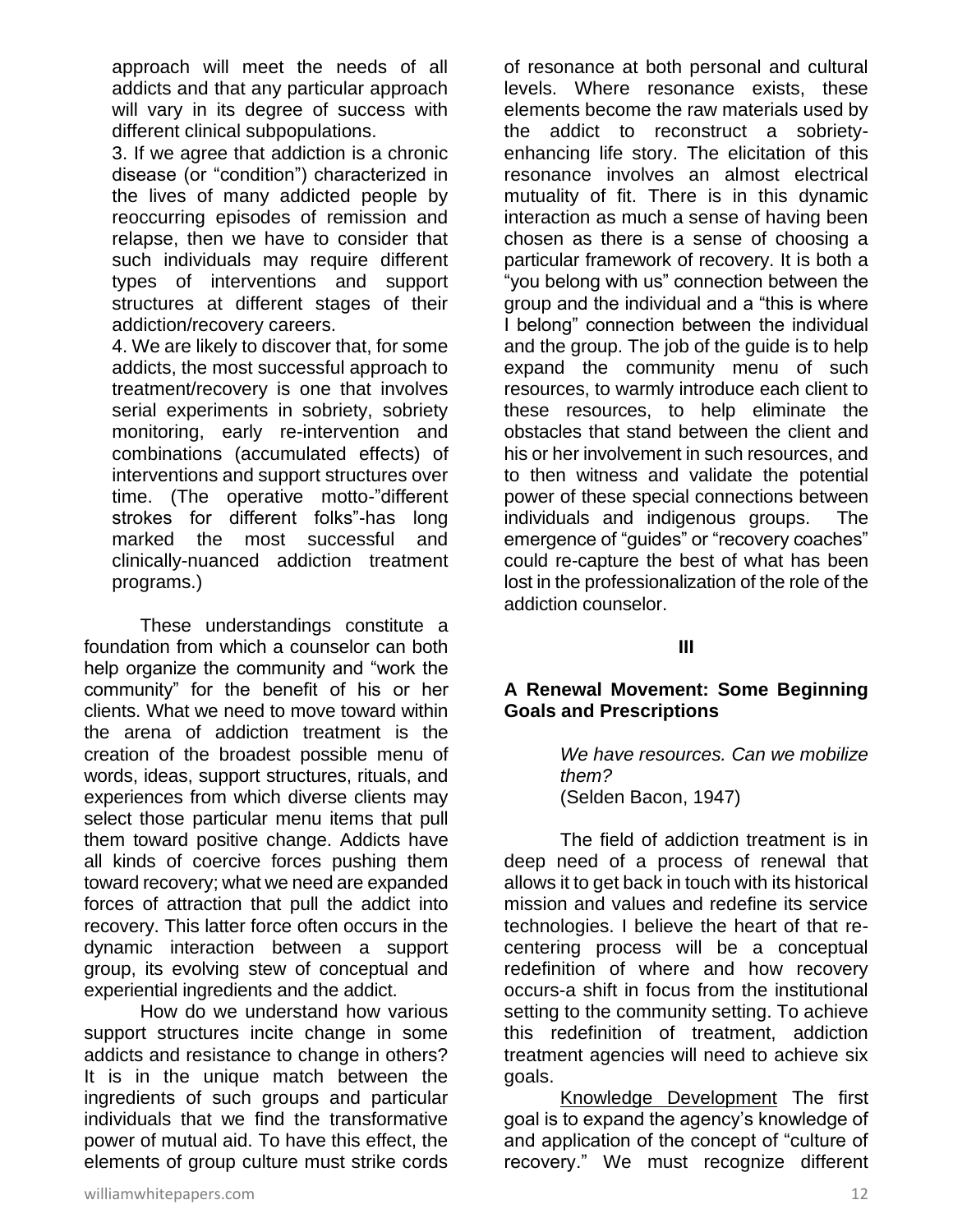approach will meet the needs of all addicts and that any particular approach will vary in its degree of success with different clinical subpopulations.

3. If we agree that addiction is a chronic disease (or "condition") characterized in the lives of many addicted people by reoccurring episodes of remission and relapse, then we have to consider that such individuals may require different types of interventions and support structures at different stages of their addiction/recovery careers.

4. We are likely to discover that, for some addicts, the most successful approach to treatment/recovery is one that involves serial experiments in sobriety, sobriety monitoring, early re-intervention and combinations (accumulated effects) of interventions and support structures over time. (The operative motto-"different strokes for different folks"-has long marked the most successful and clinically-nuanced addiction treatment programs.)

These understandings constitute a foundation from which a counselor can both help organize the community and "work the community" for the benefit of his or her clients. What we need to move toward within the arena of addiction treatment is the creation of the broadest possible menu of words, ideas, support structures, rituals, and experiences from which diverse clients may select those particular menu items that pull them toward positive change. Addicts have all kinds of coercive forces pushing them toward recovery; what we need are expanded forces of attraction that pull the addict into recovery. This latter force often occurs in the dynamic interaction between a support group, its evolving stew of conceptual and experiential ingredients and the addict.

How do we understand how various support structures incite change in some addicts and resistance to change in others? It is in the unique match between the ingredients of such groups and particular individuals that we find the transformative power of mutual aid. To have this effect, the elements of group culture must strike cords of resonance at both personal and cultural levels. Where resonance exists, these elements become the raw materials used by the addict to reconstruct a sobriety-enhancing life story. The elicitation of this resonance involves an almost electrical mutuality of fit. There is in this dynamic interaction as much a sense of having been chosen as there is a sense of choosing a particular framework of recovery. It is both a "you belong with us" connection between the group and the individual and a "this is where I belong" connection between the individual and the group. The job of the guide is to help expand the community menu of such resources, to warmly introduce each client to these resources, to help eliminate the obstacles that stand between the client and his or her involvement in such resources, and to then witness and validate the potential power of these special connections between individuals and indigenous groups. The emergence of "guides" or "recovery coaches" could re-capture the best of what has been lost in the professionalization of the role of the addiction counselor.

**III**

## A Renewal Movement: Some Beginning Goals and Prescriptions

> *We have resources. Can we mobilize them?*
> (Selden Bacon, 1947)

The field of addiction treatment is in deep need of a process of renewal that allows it to get back in touch with its historical mission and values and redefine its service technologies. I believe the heart of that re-centering process will be a conceptual redefinition of where and how recovery occurs-a shift in focus from the institutional setting to the community setting. To achieve this redefinition of treatment, addiction treatment agencies will need to achieve six goals.

<u>Knowledge Development</u> The first goal is to expand the agency's knowledge of and application of the concept of "culture of recovery." We must recognize different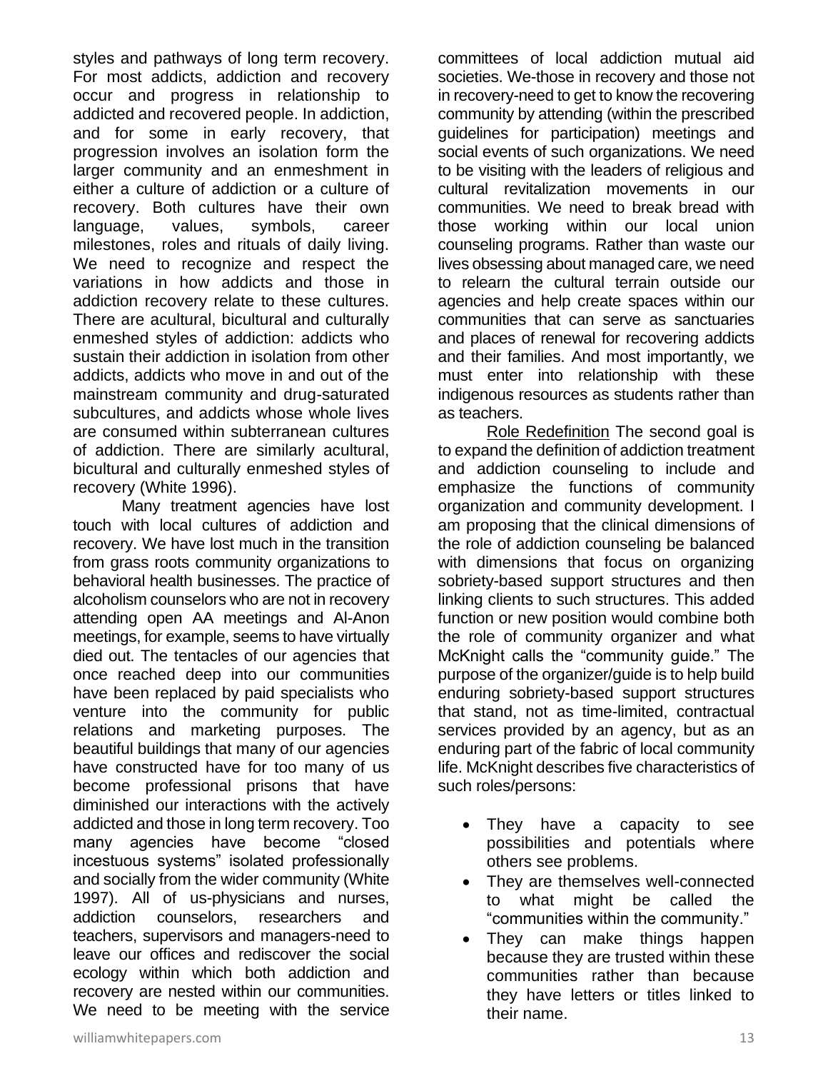styles and pathways of long term recovery. For most addicts, addiction and recovery occur and progress in relationship to addicted and recovered people. In addiction, and for some in early recovery, that progression involves an isolation form the larger community and an enmeshment in either a culture of addiction or a culture of recovery. Both cultures have their own language, values, symbols, career milestones, roles and rituals of daily living. We need to recognize and respect the variations in how addicts and those in addiction recovery relate to these cultures. There are acultural, bicultural and culturally enmeshed styles of addiction: addicts who sustain their addiction in isolation from other addicts, addicts who move in and out of the mainstream community and drug-saturated subcultures, and addicts whose whole lives are consumed within subterranean cultures of addiction. There are similarly acultural, bicultural and culturally enmeshed styles of recovery (White 1996).

Many treatment agencies have lost touch with local cultures of addiction and recovery. We have lost much in the transition from grass roots community organizations to behavioral health businesses. The practice of alcoholism counselors who are not in recovery attending open AA meetings and Al-Anon meetings, for example, seems to have virtually died out. The tentacles of our agencies that once reached deep into our communities have been replaced by paid specialists who venture into the community for public relations and marketing purposes. The beautiful buildings that many of our agencies have constructed have for too many of us become professional prisons that have diminished our interactions with the actively addicted and those in long term recovery. Too many agencies have become "closed incestuous systems" isolated professionally and socially from the wider community (White 1997). All of us-physicians and nurses, addiction counselors, researchers and teachers, supervisors and managers-need to leave our offices and rediscover the social ecology within which both addiction and recovery are nested within our communities. We need to be meeting with the service committees of local addiction mutual aid societies. We-those in recovery and those not in recovery-need to get to know the recovering community by attending (within the prescribed guidelines for participation) meetings and social events of such organizations. We need to be visiting with the leaders of religious and cultural revitalization movements in our communities. We need to break bread with those working within our local union counseling programs. Rather than waste our lives obsessing about managed care, we need to relearn the cultural terrain outside our agencies and help create spaces within our communities that can serve as sanctuaries and places of renewal for recovering addicts and their families. And most importantly, we must enter into relationship with these indigenous resources as students rather than as teachers.

Role Redefinition The second goal is to expand the definition of addiction treatment and addiction counseling to include and emphasize the functions of community organization and community development. I am proposing that the clinical dimensions of the role of addiction counseling be balanced with dimensions that focus on organizing sobriety-based support structures and then linking clients to such structures. This added function or new position would combine both the role of community organizer and what McKnight calls the "community guide." The purpose of the organizer/guide is to help build enduring sobriety-based support structures that stand, not as time-limited, contractual services provided by an agency, but as an enduring part of the fabric of local community life. McKnight describes five characteristics of such roles/persons:

- They have a capacity to see possibilities and potentials where others see problems.
- They are themselves well-connected to what might be called the "communities within the community."
- They can make things happen because they are trusted within these communities rather than because they have letters or titles linked to their name.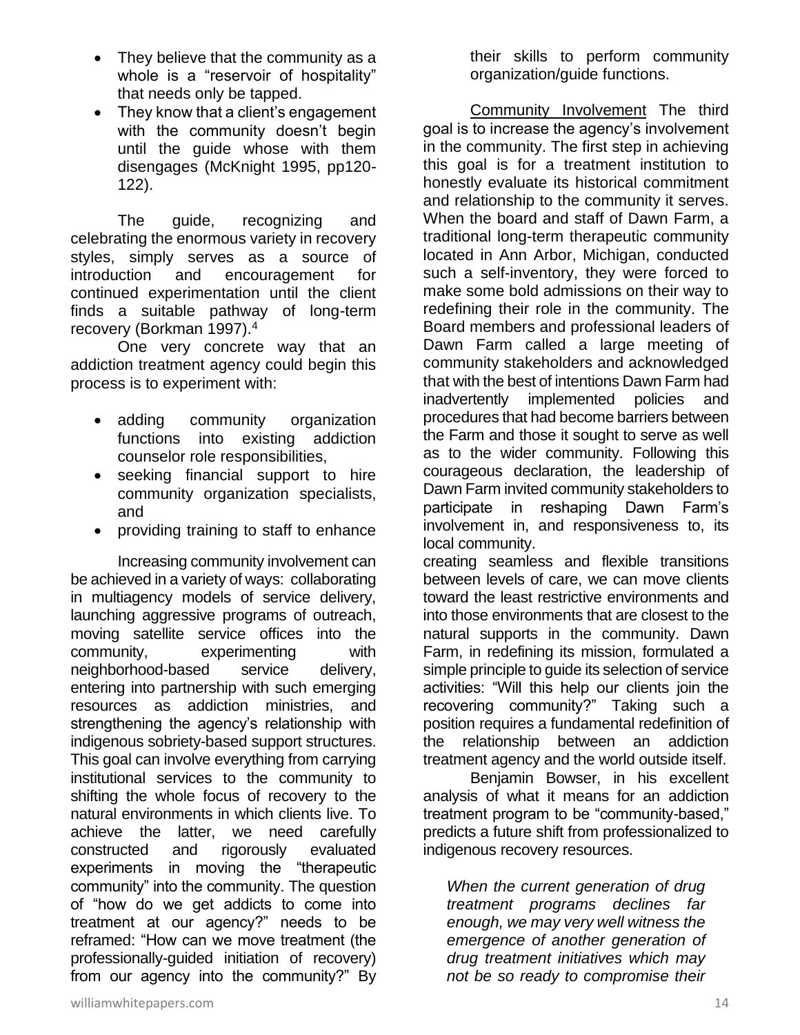- They believe that the community as a whole is a "reservoir of hospitality" that needs only be tapped.
- They know that a client's engagement with the community doesn't begin until the guide whose with them disengages (McKnight 1995, pp120-122).

The guide, recognizing and celebrating the enormous variety in recovery styles, simply serves as a source of introduction and encouragement for continued experimentation until the client finds a suitable pathway of long-term recovery (Borkman 1997).[4]

One very concrete way that an addiction treatment agency could begin this process is to experiment with:

- adding community organization functions into existing addiction counselor role responsibilities,
- seeking financial support to hire community organization specialists, and
- providing training to staff to enhance their skills to perform community organization/guide functions.

Community Involvement The third goal is to increase the agency's involvement in the community. The first step in achieving this goal is for a treatment institution to honestly evaluate its historical commitment and relationship to the community it serves. When the board and staff of Dawn Farm, a traditional long-term therapeutic community located in Ann Arbor, Michigan, conducted such a self-inventory, they were forced to make some bold admissions on their way to redefining their role in the community. The Board members and professional leaders of Dawn Farm called a large meeting of community stakeholders and acknowledged that with the best of intentions Dawn Farm had inadvertently implemented policies and procedures that had become barriers between the Farm and those it sought to serve as well as to the wider community. Following this courageous declaration, the leadership of Dawn Farm invited community stakeholders to participate in reshaping Dawn Farm's involvement in, and responsiveness to, its local community.

Increasing community involvement can be achieved in a variety of ways: collaborating in multiagency models of service delivery, launching aggressive programs of outreach, moving satellite service offices into the community, experimenting with neighborhood-based service delivery, entering into partnership with such emerging resources as addiction ministries, and strengthening the agency's relationship with indigenous sobriety-based support structures. This goal can involve everything from carrying institutional services to the community to shifting the whole focus of recovery to the natural environments in which clients live. To achieve the latter, we need carefully constructed and rigorously evaluated experiments in moving the "therapeutic community" into the community. The question of "how do we get addicts to come into treatment at our agency?" needs to be reframed: "How can we move treatment (the professionally-guided initiation of recovery) from our agency into the community?" By creating seamless and flexible transitions between levels of care, we can move clients toward the least restrictive environments and into those environments that are closest to the natural supports in the community. Dawn Farm, in redefining its mission, formulated a simple principle to guide its selection of service activities: "Will this help our clients join the recovering community?" Taking such a position requires a fundamental redefinition of the relationship between an addiction treatment agency and the world outside itself.

Benjamin Bowser, in his excellent analysis of what it means for an addiction treatment program to be "community-based," predicts a future shift from professionalized to indigenous recovery resources.

> *When the current generation of drug treatment programs declines far enough, we may very well witness the emergence of another generation of drug treatment initiatives which may not be so ready to compromise their*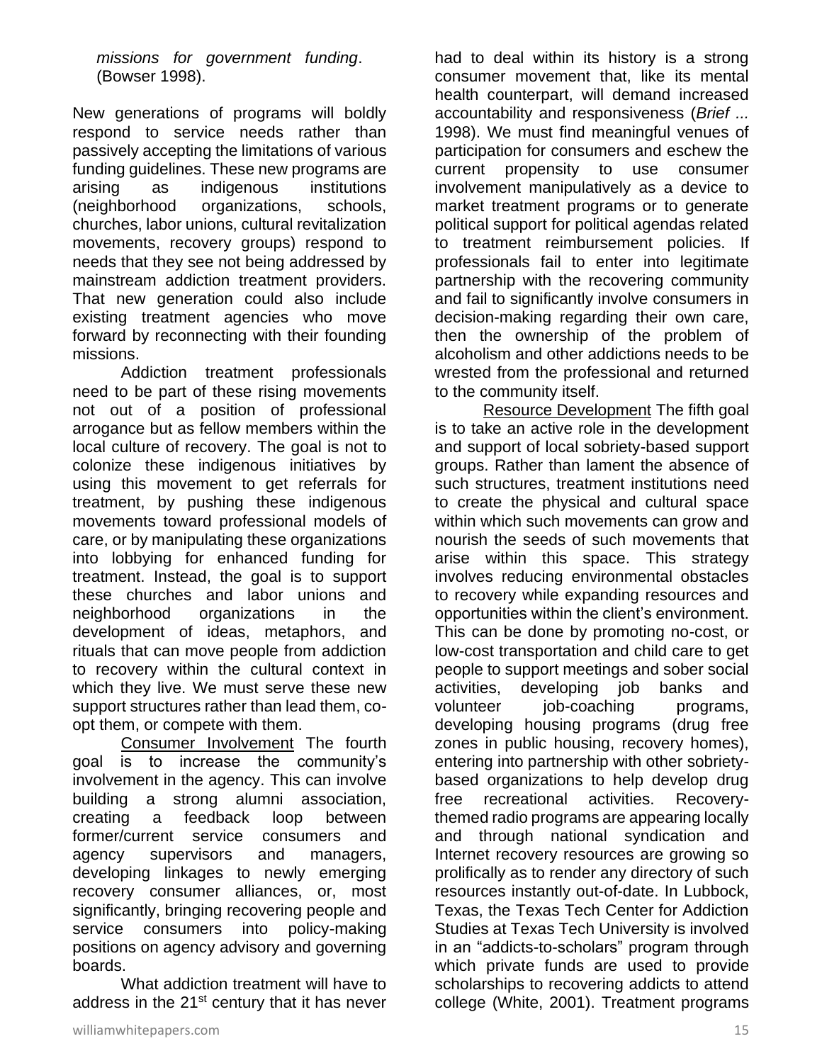*missions for government funding*. (Bowser 1998).

New generations of programs will boldly respond to service needs rather than passively accepting the limitations of various funding guidelines. These new programs are arising as indigenous institutions (neighborhood organizations, schools, churches, labor unions, cultural revitalization movements, recovery groups) respond to needs that they see not being addressed by mainstream addiction treatment providers. That new generation could also include existing treatment agencies who move forward by reconnecting with their founding missions.

Addiction treatment professionals need to be part of these rising movements not out of a position of professional arrogance but as fellow members within the local culture of recovery. The goal is not to colonize these indigenous initiatives by using this movement to get referrals for treatment, by pushing these indigenous movements toward professional models of care, or by manipulating these organizations into lobbying for enhanced funding for treatment. Instead, the goal is to support these churches and labor unions and neighborhood organizations in the development of ideas, metaphors, and rituals that can move people from addiction to recovery within the cultural context in which they live. We must serve these new support structures rather than lead them, co-opt them, or compete with them.

<u>Consumer Involvement</u> The fourth goal is to increase the community's involvement in the agency. This can involve building a strong alumni association, creating a feedback loop between former/current service consumers and agency supervisors and managers, developing linkages to newly emerging recovery consumer alliances, or, most significantly, bringing recovering people and service consumers into policy-making positions on agency advisory and governing boards.

What addiction treatment will have to address in the 21st century that it has never had to deal within its history is a strong consumer movement that, like its mental health counterpart, will demand increased accountability and responsiveness (*Brief ...* 1998). We must find meaningful venues of participation for consumers and eschew the current propensity to use consumer involvement manipulatively as a device to market treatment programs or to generate political support for political agendas related to treatment reimbursement policies. If professionals fail to enter into legitimate partnership with the recovering community and fail to significantly involve consumers in decision-making regarding their own care, then the ownership of the problem of alcoholism and other addictions needs to be wrested from the professional and returned to the community itself.

<u>Resource Development</u> The fifth goal is to take an active role in the development and support of local sobriety-based support groups. Rather than lament the absence of such structures, treatment institutions need to create the physical and cultural space within which such movements can grow and nourish the seeds of such movements that arise within this space. This strategy involves reducing environmental obstacles to recovery while expanding resources and opportunities within the client's environment. This can be done by promoting no-cost, or low-cost transportation and child care to get people to support meetings and sober social activities, developing job banks and volunteer job-coaching programs, developing housing programs (drug free zones in public housing, recovery homes), entering into partnership with other sobriety-based organizations to help develop drug free recreational activities. Recovery-themed radio programs are appearing locally and through national syndication and Internet recovery resources are growing so prolifically as to render any directory of such resources instantly out-of-date. In Lubbock, Texas, the Texas Tech Center for Addiction Studies at Texas Tech University is involved in an "addicts-to-scholars" program through which private funds are used to provide scholarships to recovering addicts to attend college (White, 2001). Treatment programs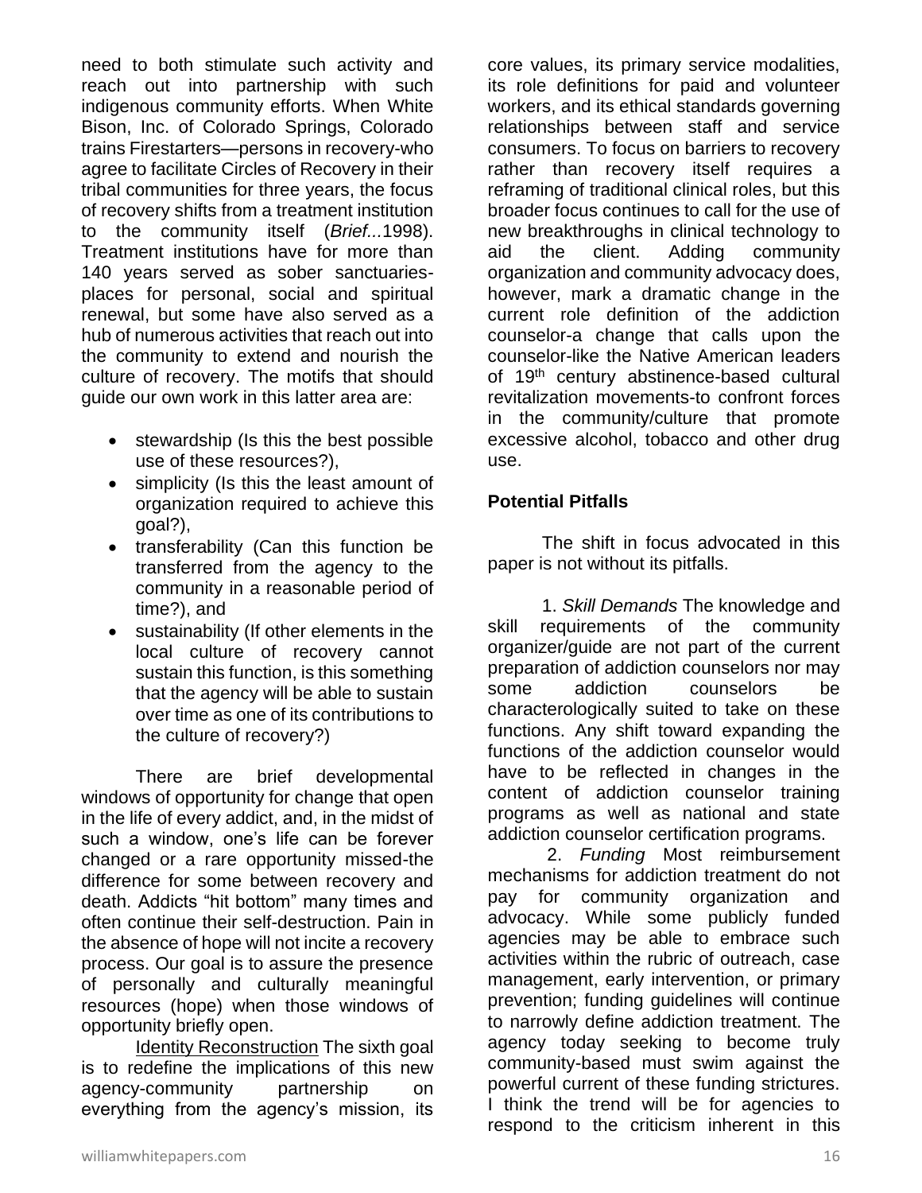need to both stimulate such activity and reach out into partnership with such indigenous community efforts. When White Bison, Inc. of Colorado Springs, Colorado trains Firestarters—persons in recovery-who agree to facilitate Circles of Recovery in their tribal communities for three years, the focus of recovery shifts from a treatment institution to the community itself (*Brief...*1998). Treatment institutions have for more than 140 years served as sober sanctuaries-places for personal, social and spiritual renewal, but some have also served as a hub of numerous activities that reach out into the community to extend and nourish the culture of recovery. The motifs that should guide our own work in this latter area are:

- stewardship (Is this the best possible use of these resources?),
- simplicity (Is this the least amount of organization required to achieve this goal?),
- transferability (Can this function be transferred from the agency to the community in a reasonable period of time?), and
- sustainability (If other elements in the local culture of recovery cannot sustain this function, is this something that the agency will be able to sustain over time as one of its contributions to the culture of recovery?)

There are brief developmental windows of opportunity for change that open in the life of every addict, and, in the midst of such a window, one's life can be forever changed or a rare opportunity missed-the difference for some between recovery and death. Addicts "hit bottom" many times and often continue their self-destruction. Pain in the absence of hope will not incite a recovery process. Our goal is to assure the presence of personally and culturally meaningful resources (hope) when those windows of opportunity briefly open.

<u>Identity Reconstruction</u> The sixth goal is to redefine the implications of this new agency-community partnership on everything from the agency's mission, its core values, its primary service modalities, its role definitions for paid and volunteer workers, and its ethical standards governing relationships between staff and service consumers. To focus on barriers to recovery rather than recovery itself requires a reframing of traditional clinical roles, but this broader focus continues to call for the use of new breakthroughs in clinical technology to aid the client. Adding community organization and community advocacy does, however, mark a dramatic change in the current role definition of the addiction counselor-a change that calls upon the counselor-like the Native American leaders of 19th century abstinence-based cultural revitalization movements-to confront forces in the community/culture that promote excessive alcohol, tobacco and other drug use.

**Potential Pitfalls**

The shift in focus advocated in this paper is not without its pitfalls.

1. *Skill Demands* The knowledge and skill requirements of the community organizer/guide are not part of the current preparation of addiction counselors nor may some addiction counselors be characterologically suited to take on these functions. Any shift toward expanding the functions of the addiction counselor would have to be reflected in changes in the content of addiction counselor training programs as well as national and state addiction counselor certification programs.

2. *Funding* Most reimbursement mechanisms for addiction treatment do not pay for community organization and advocacy. While some publicly funded agencies may be able to embrace such activities within the rubric of outreach, case management, early intervention, or primary prevention; funding guidelines will continue to narrowly define addiction treatment. The agency today seeking to become truly community-based must swim against the powerful current of these funding strictures. I think the trend will be for agencies to respond to the criticism inherent in this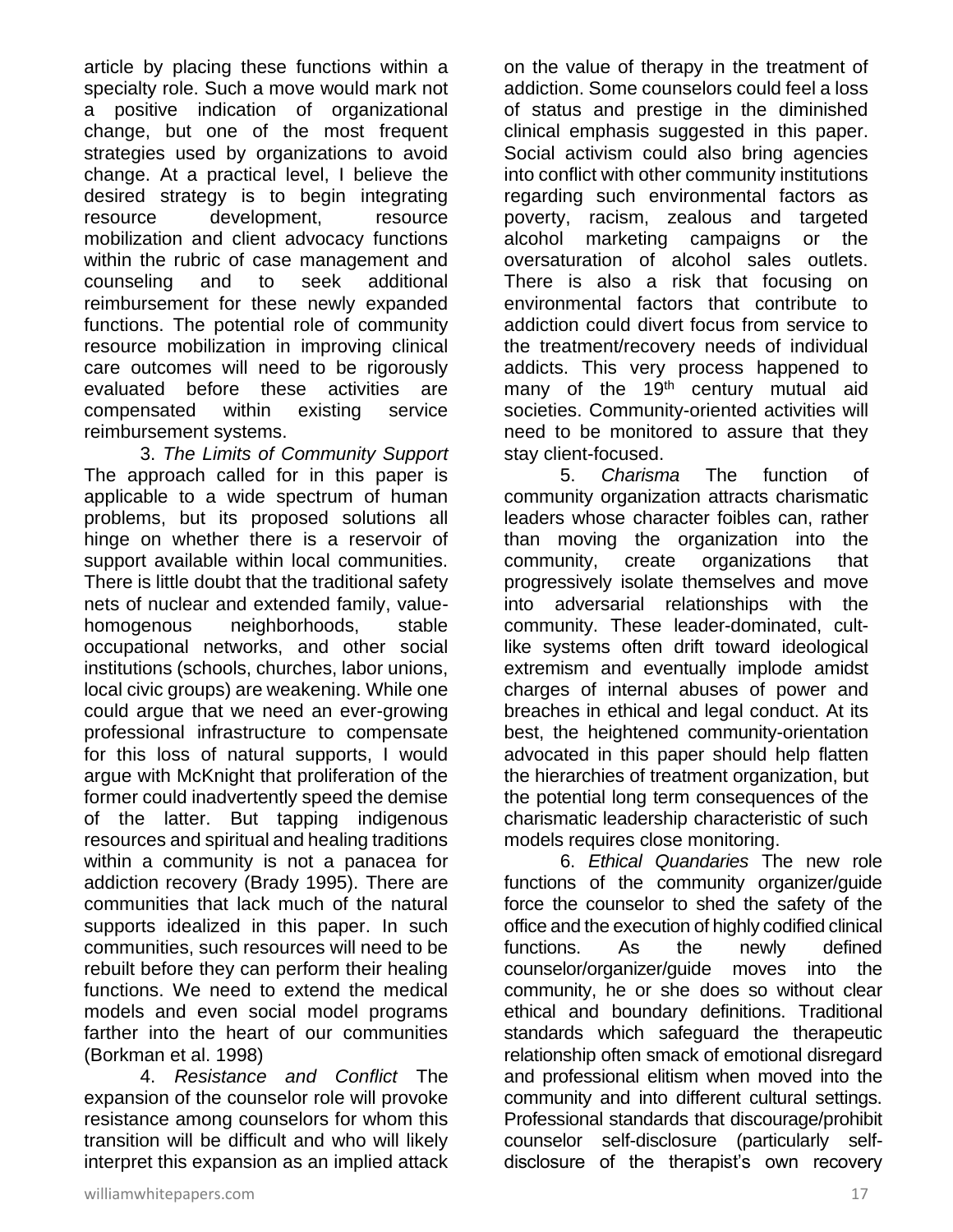article by placing these functions within a specialty role. Such a move would mark not a positive indication of organizational change, but one of the most frequent strategies used by organizations to avoid change. At a practical level, I believe the desired strategy is to begin integrating resource development, resource mobilization and client advocacy functions within the rubric of case management and counseling and to seek additional reimbursement for these newly expanded functions. The potential role of community resource mobilization in improving clinical care outcomes will need to be rigorously evaluated before these activities are compensated within existing service reimbursement systems.

3. *The Limits of Community Support* The approach called for in this paper is applicable to a wide spectrum of human problems, but its proposed solutions all hinge on whether there is a reservoir of support available within local communities. There is little doubt that the traditional safety nets of nuclear and extended family, value-homogenous neighborhoods, stable occupational networks, and other social institutions (schools, churches, labor unions, local civic groups) are weakening. While one could argue that we need an ever-growing professional infrastructure to compensate for this loss of natural supports, I would argue with McKnight that proliferation of the former could inadvertently speed the demise of the latter. But tapping indigenous resources and spiritual and healing traditions within a community is not a panacea for addiction recovery (Brady 1995). There are communities that lack much of the natural supports idealized in this paper. In such communities, such resources will need to be rebuilt before they can perform their healing functions. We need to extend the medical models and even social model programs farther into the heart of our communities (Borkman et al. 1998)

4. *Resistance and Conflict* The expansion of the counselor role will provoke resistance among counselors for whom this transition will be difficult and who will likely interpret this expansion as an implied attack on the value of therapy in the treatment of addiction. Some counselors could feel a loss of status and prestige in the diminished clinical emphasis suggested in this paper. Social activism could also bring agencies into conflict with other community institutions regarding such environmental factors as poverty, racism, zealous and targeted alcohol marketing campaigns or the oversaturation of alcohol sales outlets. There is also a risk that focusing on environmental factors that contribute to addiction could divert focus from service to the treatment/recovery needs of individual addicts. This very process happened to many of the 19th century mutual aid societies. Community-oriented activities will need to be monitored to assure that they stay client-focused.

5. *Charisma* The function of community organization attracts charismatic leaders whose character foibles can, rather than moving the organization into the community, create organizations that progressively isolate themselves and move into adversarial relationships with the community. These leader-dominated, cult-like systems often drift toward ideological extremism and eventually implode amidst charges of internal abuses of power and breaches in ethical and legal conduct. At its best, the heightened community-orientation advocated in this paper should help flatten the hierarchies of treatment organization, but the potential long term consequences of the charismatic leadership characteristic of such models requires close monitoring.

6. *Ethical Quandaries* The new role functions of the community organizer/guide force the counselor to shed the safety of the office and the execution of highly codified clinical functions. As the newly defined counselor/organizer/guide moves into the community, he or she does so without clear ethical and boundary definitions. Traditional standards which safeguard the therapeutic relationship often smack of emotional disregard and professional elitism when moved into the community and into different cultural settings. Professional standards that discourage/prohibit counselor self-disclosure (particularly self-disclosure of the therapist's own recovery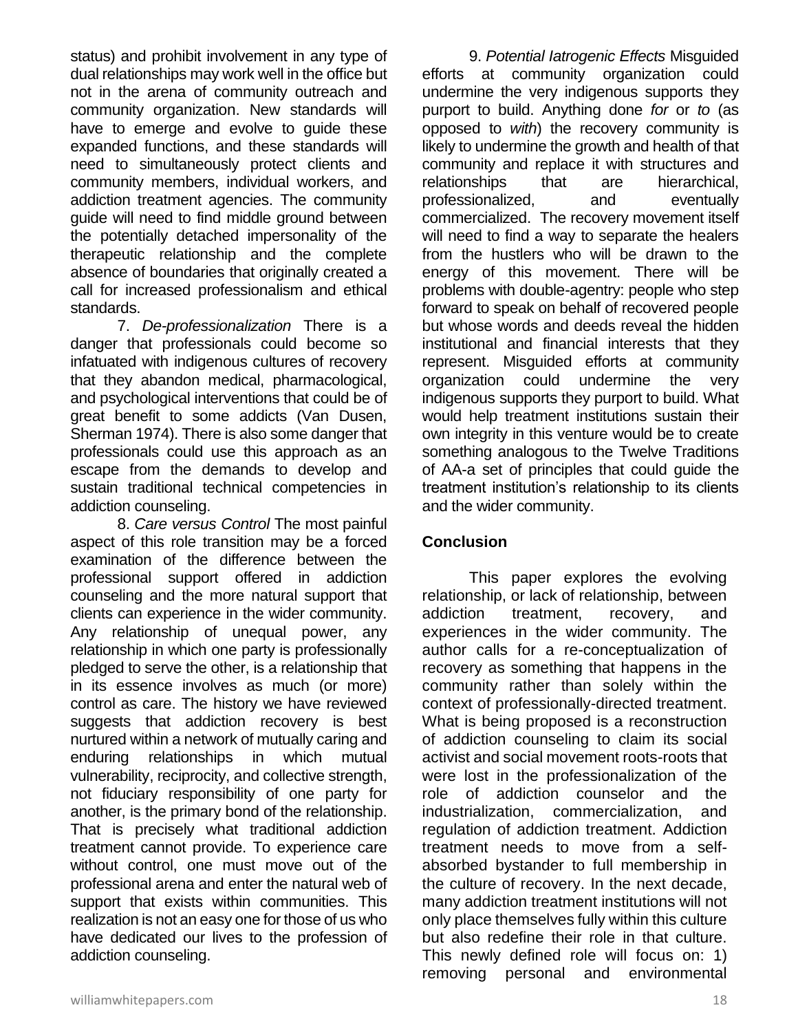status) and prohibit involvement in any type of dual relationships may work well in the office but not in the arena of community outreach and community organization. New standards will have to emerge and evolve to guide these expanded functions, and these standards will need to simultaneously protect clients and community members, individual workers, and addiction treatment agencies. The community guide will need to find middle ground between the potentially detached impersonality of the therapeutic relationship and the complete absence of boundaries that originally created a call for increased professionalism and ethical standards.

7. *De-professionalization* There is a danger that professionals could become so infatuated with indigenous cultures of recovery that they abandon medical, pharmacological, and psychological interventions that could be of great benefit to some addicts (Van Dusen, Sherman 1974). There is also some danger that professionals could use this approach as an escape from the demands to develop and sustain traditional technical competencies in addiction counseling.

8. *Care versus Control* The most painful aspect of this role transition may be a forced examination of the difference between the professional support offered in addiction counseling and the more natural support that clients can experience in the wider community. Any relationship of unequal power, any relationship in which one party is professionally pledged to serve the other, is a relationship that in its essence involves as much (or more) control as care. The history we have reviewed suggests that addiction recovery is best nurtured within a network of mutually caring and enduring relationships in which mutual vulnerability, reciprocity, and collective strength, not fiduciary responsibility of one party for another, is the primary bond of the relationship. That is precisely what traditional addiction treatment cannot provide. To experience care without control, one must move out of the professional arena and enter the natural web of support that exists within communities. This realization is not an easy one for those of us who have dedicated our lives to the profession of addiction counseling.

9. *Potential Iatrogenic Effects* Misguided efforts at community organization could undermine the very indigenous supports they purport to build. Anything done *for* or *to* (as opposed to *with*) the recovery community is likely to undermine the growth and health of that community and replace it with structures and relationships that are hierarchical, professionalized, and eventually commercialized. The recovery movement itself will need to find a way to separate the healers from the hustlers who will be drawn to the energy of this movement. There will be problems with double-agentry: people who step forward to speak on behalf of recovered people but whose words and deeds reveal the hidden institutional and financial interests that they represent. Misguided efforts at community organization could undermine the very indigenous supports they purport to build. What would help treatment institutions sustain their own integrity in this venture would be to create something analogous to the Twelve Traditions of AA-a set of principles that could guide the treatment institution's relationship to its clients and the wider community.

**Conclusion**

This paper explores the evolving relationship, or lack of relationship, between addiction treatment, recovery, and experiences in the wider community. The author calls for a re-conceptualization of recovery as something that happens in the community rather than solely within the context of professionally-directed treatment. What is being proposed is a reconstruction of addiction counseling to claim its social activist and social movement roots-roots that were lost in the professionalization of the role of addiction counselor and the industrialization, commercialization, and regulation of addiction treatment. Addiction treatment needs to move from a self-absorbed bystander to full membership in the culture of recovery. In the next decade, many addiction treatment institutions will not only place themselves fully within this culture but also redefine their role in that culture. This newly defined role will focus on: 1) removing personal and environmental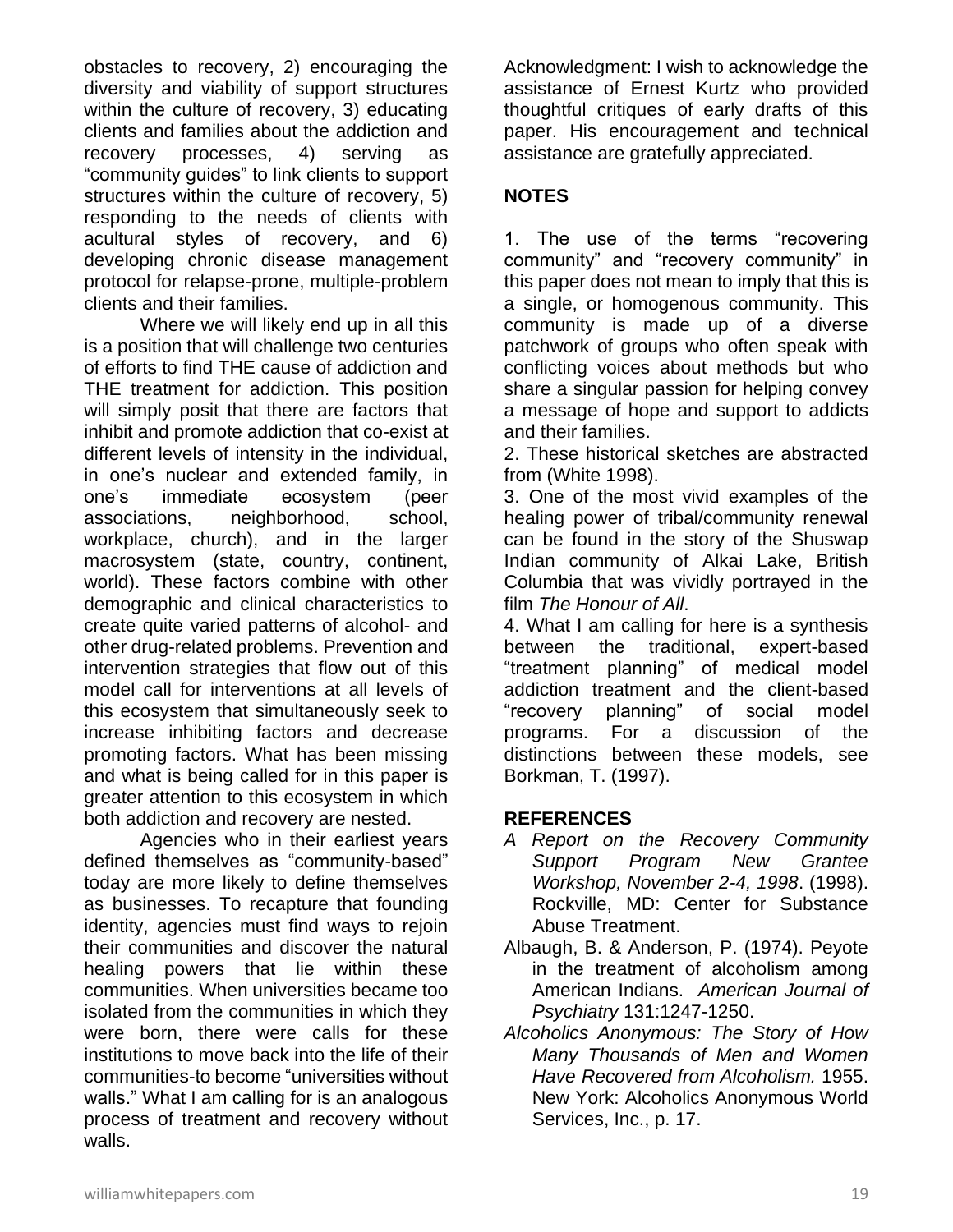obstacles to recovery, 2) encouraging the diversity and viability of support structures within the culture of recovery, 3) educating clients and families about the addiction and recovery processes, 4) serving as "community guides" to link clients to support structures within the culture of recovery, 5) responding to the needs of clients with acultural styles of recovery, and 6) developing chronic disease management protocol for relapse-prone, multiple-problem clients and their families.

Where we will likely end up in all this is a position that will challenge two centuries of efforts to find THE cause of addiction and THE treatment for addiction. This position will simply posit that there are factors that inhibit and promote addiction that co-exist at different levels of intensity in the individual, in one's nuclear and extended family, in one's immediate ecosystem (peer associations, neighborhood, school, workplace, church), and in the larger macrosystem (state, country, continent, world). These factors combine with other demographic and clinical characteristics to create quite varied patterns of alcohol- and other drug-related problems. Prevention and intervention strategies that flow out of this model call for interventions at all levels of this ecosystem that simultaneously seek to increase inhibiting factors and decrease promoting factors. What has been missing and what is being called for in this paper is greater attention to this ecosystem in which both addiction and recovery are nested.

Agencies who in their earliest years defined themselves as "community-based" today are more likely to define themselves as businesses. To recapture that founding identity, agencies must find ways to rejoin their communities and discover the natural healing powers that lie within these communities. When universities became too isolated from the communities in which they were born, there were calls for these institutions to move back into the life of their communities-to become "universities without walls." What I am calling for is an analogous process of treatment and recovery without walls.

Acknowledgment: I wish to acknowledge the assistance of Ernest Kurtz who provided thoughtful critiques of early drafts of this paper. His encouragement and technical assistance are gratefully appreciated.

## NOTES

1. The use of the terms "recovering community" and "recovery community" in this paper does not mean to imply that this is a single, or homogenous community. This community is made up of a diverse patchwork of groups who often speak with conflicting voices about methods but who share a singular passion for helping convey a message of hope and support to addicts and their families.
2. These historical sketches are abstracted from (White 1998).
3. One of the most vivid examples of the healing power of tribal/community renewal can be found in the story of the Shuswap Indian community of Alkai Lake, British Columbia that was vividly portrayed in the film *The Honour of All*.
4. What I am calling for here is a synthesis between the traditional, expert-based "treatment planning" of medical model addiction treatment and the client-based "recovery planning" of social model programs. For a discussion of the distinctions between these models, see Borkman, T. (1997).

## REFERENCES

*A Report on the Recovery Community Support Program New Grantee Workshop, November 2-4, 1998*. (1998). Rockville, MD: Center for Substance Abuse Treatment.

Albaugh, B. & Anderson, P. (1974). Peyote in the treatment of alcoholism among American Indians. *American Journal of Psychiatry* 131:1247-1250.

*Alcoholics Anonymous: The Story of How Many Thousands of Men and Women Have Recovered from Alcoholism.* 1955. New York: Alcoholics Anonymous World Services, Inc., p. 17.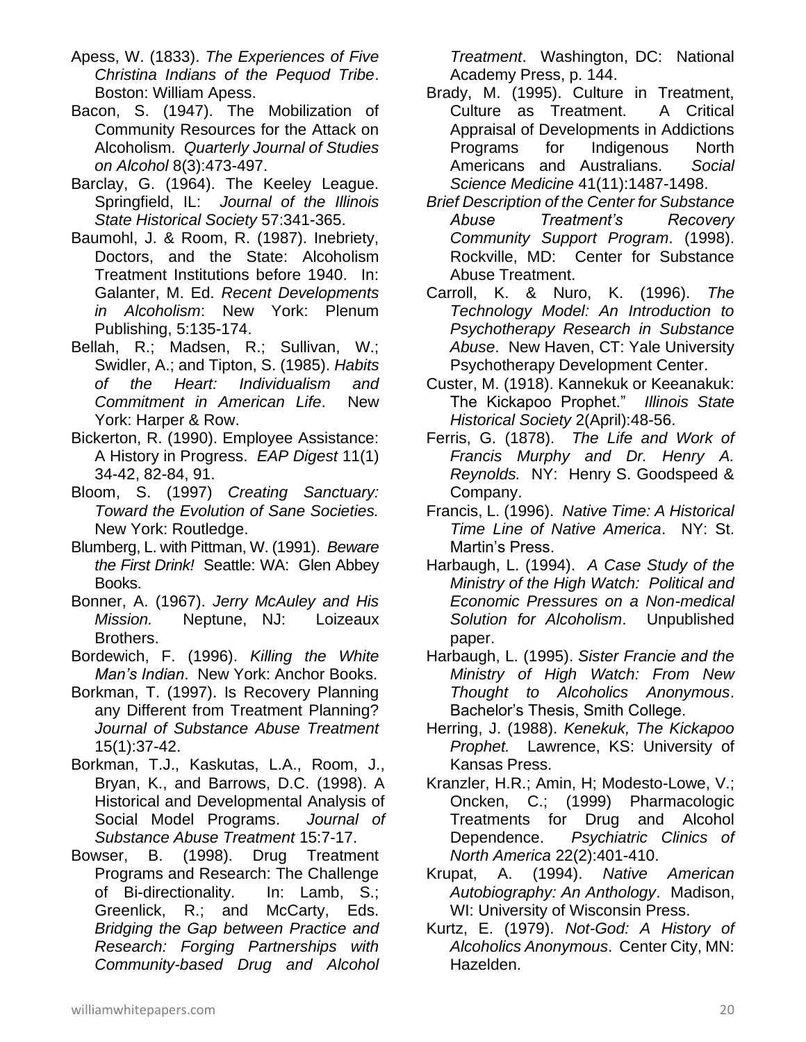Apess, W. (1833). *The Experiences of Five Christina Indians of the Pequod Tribe*. Boston: William Apess.

Bacon, S. (1947). The Mobilization of Community Resources for the Attack on Alcoholism. *Quarterly Journal of Studies on Alcohol* 8(3):473-497.

Barclay, G. (1964). The Keeley League. Springfield, IL: *Journal of the Illinois State Historical Society* 57:341-365.

Baumohl, J. & Room, R. (1987). Inebriety, Doctors, and the State: Alcoholism Treatment Institutions before 1940. In: Galanter, M. Ed. *Recent Developments in Alcoholism*: New York: Plenum Publishing, 5:135-174.

Bellah, R.; Madsen, R.; Sullivan, W.; Swidler, A.; and Tipton, S. (1985). *Habits of the Heart: Individualism and Commitment in American Life*. New York: Harper & Row.

Bickerton, R. (1990). Employee Assistance: A History in Progress. *EAP Digest* 11(1) 34-42, 82-84, 91.

Bloom, S. (1997) *Creating Sanctuary: Toward the Evolution of Sane Societies.* New York: Routledge.

Blumberg, L. with Pittman, W. (1991). *Beware the First Drink!* Seattle: WA: Glen Abbey Books.

Bonner, A. (1967). *Jerry McAuley and His Mission.* Neptune, NJ: Loizeaux Brothers.

Bordewich, F. (1996). *Killing the White Man's Indian*. New York: Anchor Books.

Borkman, T. (1997). Is Recovery Planning any Different from Treatment Planning? *Journal of Substance Abuse Treatment* 15(1):37-42.

Borkman, T.J., Kaskutas, L.A., Room, J., Bryan, K., and Barrows, D.C. (1998). A Historical and Developmental Analysis of Social Model Programs. *Journal of Substance Abuse Treatment* 15:7-17.

Bowser, B. (1998). Drug Treatment Programs and Research: The Challenge of Bi-directionality. In: Lamb, S.; Greenlick, R.; and McCarty, Eds. *Bridging the Gap between Practice and Research: Forging Partnerships with Community-based Drug and Alcohol Treatment*. Washington, DC: National Academy Press, p. 144.

Brady, M. (1995). Culture in Treatment, Culture as Treatment. A Critical Appraisal of Developments in Addictions Programs for Indigenous North Americans and Australians. *Social Science Medicine* 41(11):1487-1498.

*Brief Description of the Center for Substance Abuse Treatment's Recovery Community Support Program*. (1998). Rockville, MD: Center for Substance Abuse Treatment.

Carroll, K. & Nuro, K. (1996). *The Technology Model: An Introduction to Psychotherapy Research in Substance Abuse*. New Haven, CT: Yale University Psychotherapy Development Center.

Custer, M. (1918). Kannekuk or Keeanakuk: The Kickapoo Prophet." *Illinois State Historical Society* 2(April):48-56.

Ferris, G. (1878). *The Life and Work of Francis Murphy and Dr. Henry A. Reynolds.* NY: Henry S. Goodspeed & Company.

Francis, L. (1996). *Native Time: A Historical Time Line of Native America*. NY: St. Martin's Press.

Harbaugh, L. (1994). *A Case Study of the Ministry of the High Watch: Political and Economic Pressures on a Non-medical Solution for Alcoholism*. Unpublished paper.

Harbaugh, L. (1995). *Sister Francie and the Ministry of High Watch: From New Thought to Alcoholics Anonymous*. Bachelor's Thesis, Smith College.

Herring, J. (1988). *Kenekuk, The Kickapoo Prophet.* Lawrence, KS: University of Kansas Press.

Kranzler, H.R.; Amin, H; Modesto-Lowe, V.; Oncken, C.; (1999) Pharmacologic Treatments for Drug and Alcohol Dependence. *Psychiatric Clinics of North America* 22(2):401-410.

Krupat, A. (1994). *Native American Autobiography: An Anthology*. Madison, WI: University of Wisconsin Press.

Kurtz, E. (1979). *Not-God: A History of Alcoholics Anonymous*. Center City, MN: Hazelden.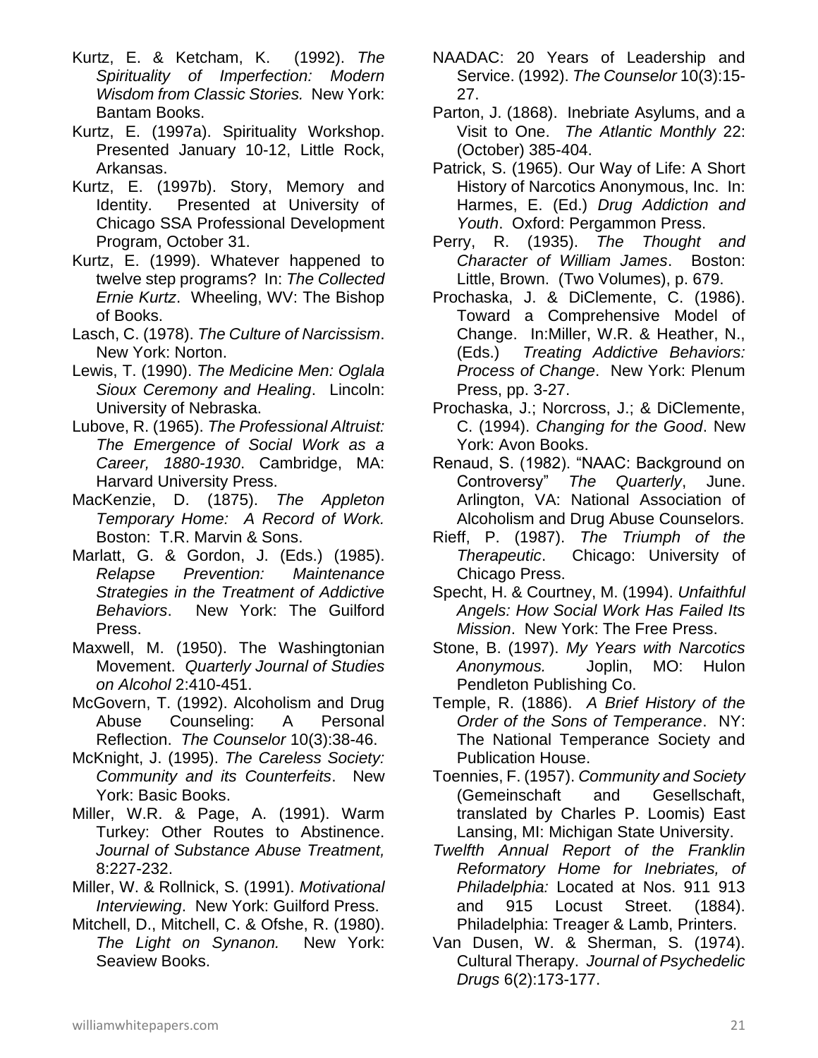Kurtz, E. & Ketcham, K. (1992). *The Spirituality of Imperfection: Modern Wisdom from Classic Stories.* New York: Bantam Books.

Kurtz, E. (1997a). Spirituality Workshop. Presented January 10-12, Little Rock, Arkansas.

Kurtz, E. (1997b). Story, Memory and Identity. Presented at University of Chicago SSA Professional Development Program, October 31.

Kurtz, E. (1999). Whatever happened to twelve step programs? In: *The Collected Ernie Kurtz*. Wheeling, WV: The Bishop of Books.

Lasch, C. (1978). *The Culture of Narcissism*. New York: Norton.

Lewis, T. (1990). *The Medicine Men: Oglala Sioux Ceremony and Healing*. Lincoln: University of Nebraska.

Lubove, R. (1965). *The Professional Altruist: The Emergence of Social Work as a Career, 1880-1930*. Cambridge, MA: Harvard University Press.

MacKenzie, D. (1875). *The Appleton Temporary Home: A Record of Work.* Boston: T.R. Marvin & Sons.

Marlatt, G. & Gordon, J. (Eds.) (1985). *Relapse Prevention: Maintenance Strategies in the Treatment of Addictive Behaviors*. New York: The Guilford Press.

Maxwell, M. (1950). The Washingtonian Movement. *Quarterly Journal of Studies on Alcohol* 2:410-451.

McGovern, T. (1992). Alcoholism and Drug Abuse Counseling: A Personal Reflection. *The Counselor* 10(3):38-46.

McKnight, J. (1995). *The Careless Society: Community and its Counterfeits*. New York: Basic Books.

Miller, W.R. & Page, A. (1991). Warm Turkey: Other Routes to Abstinence. *Journal of Substance Abuse Treatment,* 8:227-232.

Miller, W. & Rollnick, S. (1991). *Motivational Interviewing*. New York: Guilford Press.

Mitchell, D., Mitchell, C. & Ofshe, R. (1980). *The Light on Synanon.* New York: Seaview Books.

NAADAC: 20 Years of Leadership and Service. (1992). *The Counselor* 10(3):15-27.

Parton, J. (1868). Inebriate Asylums, and a Visit to One. *The Atlantic Monthly* 22: (October) 385-404.

Patrick, S. (1965). Our Way of Life: A Short History of Narcotics Anonymous, Inc. In: Harmes, E. (Ed.) *Drug Addiction and Youth*. Oxford: Pergammon Press.

Perry, R. (1935). *The Thought and Character of William James*. Boston: Little, Brown. (Two Volumes), p. 679.

Prochaska, J. & DiClemente, C. (1986). Toward a Comprehensive Model of Change. In:Miller, W.R. & Heather, N., (Eds.) *Treating Addictive Behaviors: Process of Change*. New York: Plenum Press, pp. 3-27.

Prochaska, J.; Norcross, J.; & DiClemente, C. (1994). *Changing for the Good*. New York: Avon Books.

Renaud, S. (1982). "NAAC: Background on Controversy" *The Quarterly*, June. Arlington, VA: National Association of Alcoholism and Drug Abuse Counselors.

Rieff, P. (1987). *The Triumph of the Therapeutic*. Chicago: University of Chicago Press.

Specht, H. & Courtney, M. (1994). *Unfaithful Angels: How Social Work Has Failed Its Mission*. New York: The Free Press.

Stone, B. (1997). *My Years with Narcotics Anonymous.* Joplin, MO: Hulon Pendleton Publishing Co.

Temple, R. (1886). *A Brief History of the Order of the Sons of Temperance*. NY: The National Temperance Society and Publication House.

Toennies, F. (1957). *Community and Society* (Gemeinschaft and Gesellschaft, translated by Charles P. Loomis) East Lansing, MI: Michigan State University.

*Twelfth Annual Report of the Franklin Reformatory Home for Inebriates, of Philadelphia:* Located at Nos. 911 913 and 915 Locust Street. (1884). Philadelphia: Treager & Lamb, Printers.

Van Dusen, W. & Sherman, S. (1974). Cultural Therapy. *Journal of Psychedelic Drugs* 6(2):173-177.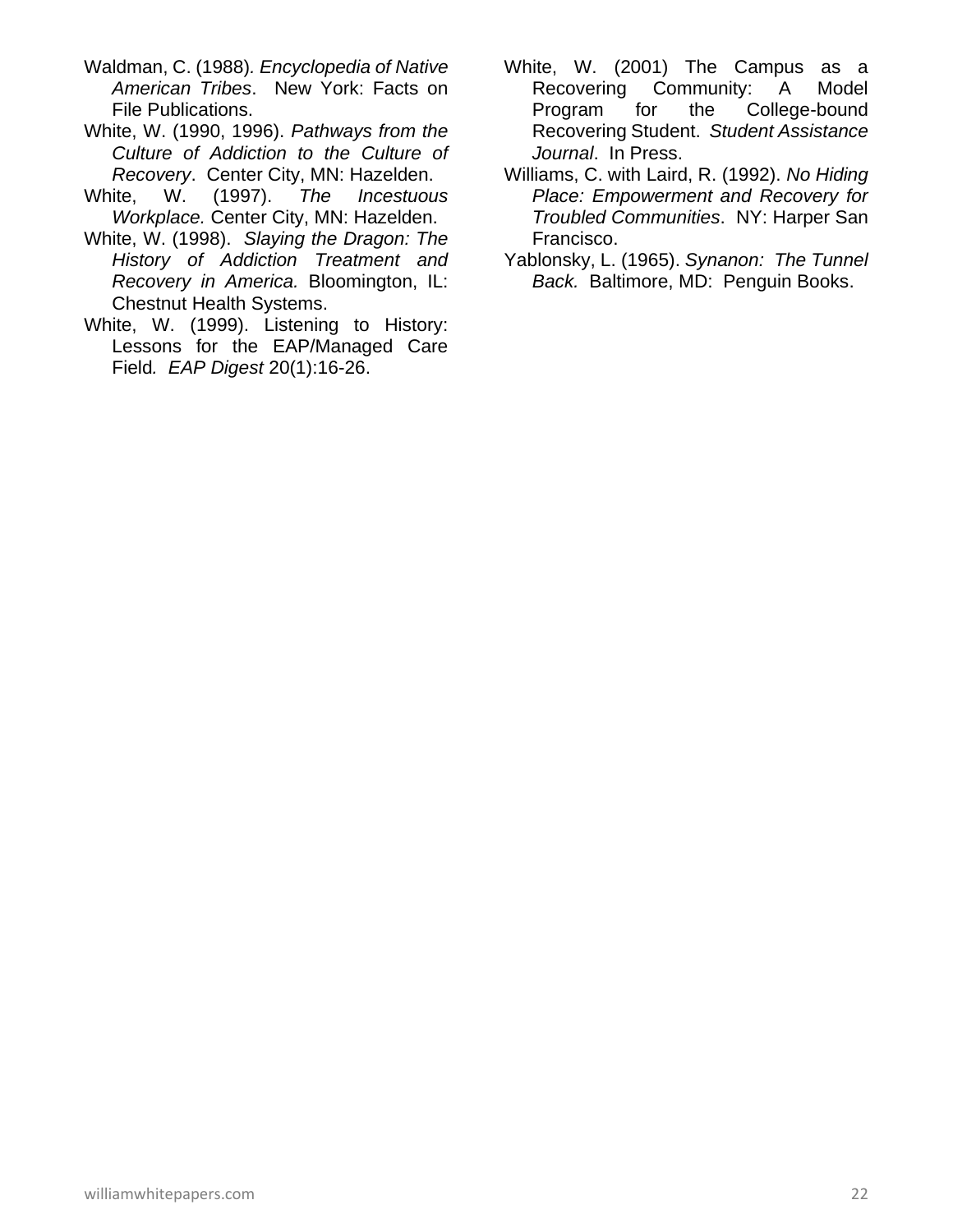Waldman, C. (1988). *Encyclopedia of Native American Tribes*. New York: Facts on File Publications.

White, W. (1990, 1996). *Pathways from the Culture of Addiction to the Culture of Recovery*. Center City, MN: Hazelden.

White, W. (1997). *The Incestuous Workplace.* Center City, MN: Hazelden.

White, W. (1998). *Slaying the Dragon: The History of Addiction Treatment and Recovery in America.* Bloomington, IL: Chestnut Health Systems.

White, W. (1999). Listening to History: Lessons for the EAP/Managed Care Field*. EAP Digest* 20(1):16-26.

White, W. (2001) The Campus as a Recovering Community: A Model Program for the College-bound Recovering Student. *Student Assistance Journal*. In Press.

Williams, C. with Laird, R. (1992). *No Hiding Place: Empowerment and Recovery for Troubled Communities*. NY: Harper San Francisco.

Yablonsky, L. (1965). *Synanon: The Tunnel Back.* Baltimore, MD: Penguin Books.